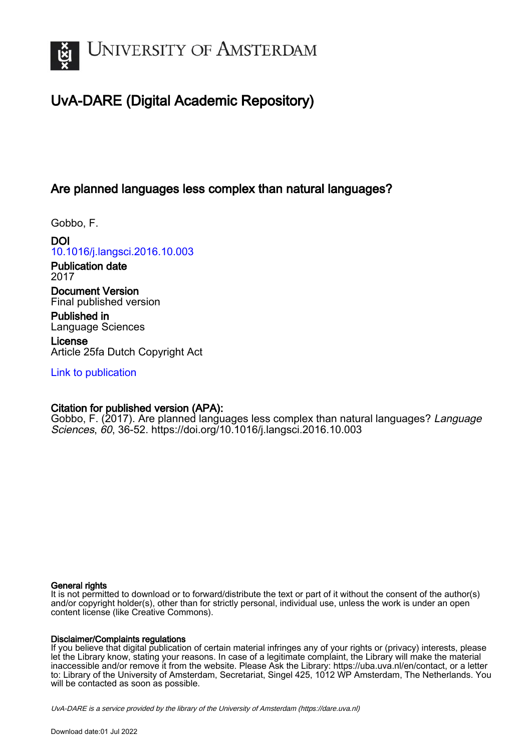# University of Amsterdam

## UvA-DARE (Digital Academic Repository)

### Are planned languages less complex than natural languages?

Gobbo, F.

**DOI**
10.1016/j.langsci.2016.10.003

**Publication date**
2017

**Document Version**
Final published version

**Published in**
Language Sciences

**License**
Article 25fa Dutch Copyright Act

Link to publication

**Citation for published version (APA):**
Gobbo, F. (2017). Are planned languages less complex than natural languages? *Language Sciences*, *60*, 36-52. https://doi.org/10.1016/j.langsci.2016.10.003

**General rights**
It is not permitted to download or to forward/distribute the text or part of it without the consent of the author(s) and/or copyright holder(s), other than for strictly personal, individual use, unless the work is under an open content license (like Creative Commons).

**Disclaimer/Complaints regulations**
If you believe that digital publication of certain material infringes any of your rights or (privacy) interests, please let the Library know, stating your reasons. In case of a legitimate complaint, the Library will make the material inaccessible and/or remove it from the website. Please Ask the Library: https://uba.uva.nl/en/contact, or a letter to: Library of the University of Amsterdam, Secretariat, Singel 425, 1012 WP Amsterdam, The Netherlands. You will be contacted as soon as possible.

*UvA-DARE is a service provided by the library of the University of Amsterdam (https://dare.uva.nl)*

Download date:01 Jul 2022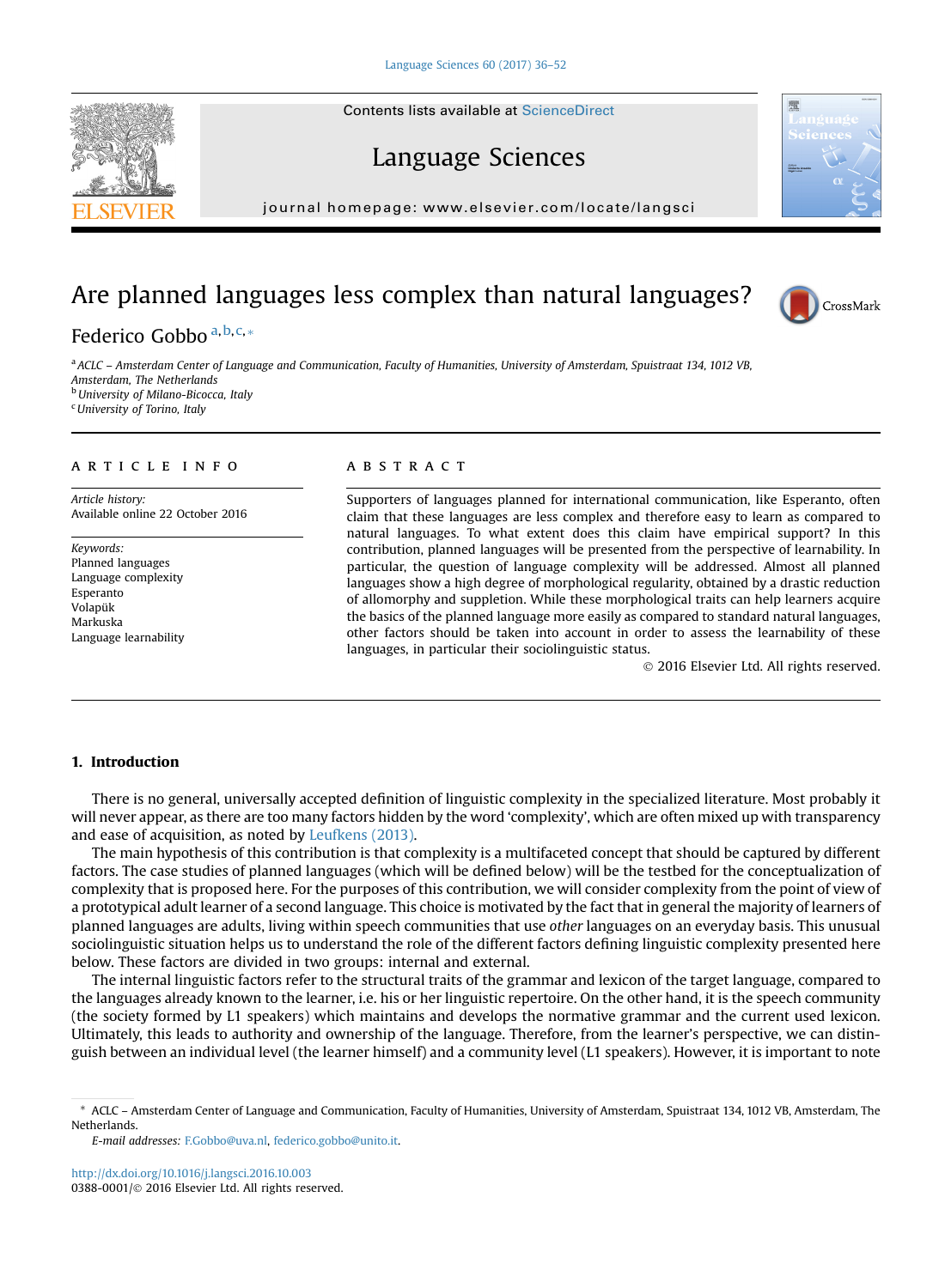# Are planned languages less complex than natural languages?

Federico Gobbo [a,b,c,*]

[a] ACLC – Amsterdam Center of Language and Communication, Faculty of Humanities, University of Amsterdam, Spuistraat 134, 1012 VB, Amsterdam, The Netherlands
[b] University of Milano-Bicocca, Italy
[c] University of Torino, Italy

## ARTICLE INFO

*Article history:*
Available online 22 October 2016

*Keywords:*
Planned languages
Language complexity
Esperanto
Volapük
Markuska
Language learnability

## ABSTRACT

Supporters of languages planned for international communication, like Esperanto, often claim that these languages are less complex and therefore easy to learn as compared to natural languages. To what extent does this claim have empirical support? In this contribution, planned languages will be presented from the perspective of learnability. In particular, the question of language complexity will be addressed. Almost all planned languages show a high degree of morphological regularity, obtained by a drastic reduction of allomorphy and suppletion. While these morphological traits can help learners acquire the basics of the planned language more easily as compared to standard natural languages, other factors should be taken into account in order to assess the learnability of these languages, in particular their sociolinguistic status.

© 2016 Elsevier Ltd. All rights reserved.

## 1. Introduction

There is no general, universally accepted definition of linguistic complexity in the specialized literature. Most probably it will never appear, as there are too many factors hidden by the word 'complexity', which are often mixed up with transparency and ease of acquisition, as noted by Leufkens (2013).

The main hypothesis of this contribution is that complexity is a multifaceted concept that should be captured by different factors. The case studies of planned languages (which will be defined below) will be the testbed for the conceptualization of complexity that is proposed here. For the purposes of this contribution, we will consider complexity from the point of view of a prototypical adult learner of a second language. This choice is motivated by the fact that in general the majority of learners of planned languages are adults, living within speech communities that use *other* languages on an everyday basis. This unusual sociolinguistic situation helps us to understand the role of the different factors defining linguistic complexity presented here below. These factors are divided in two groups: internal and external.

The internal linguistic factors refer to the structural traits of the grammar and lexicon of the target language, compared to the languages already known to the learner, i.e. his or her linguistic repertoire. On the other hand, it is the speech community (the society formed by L1 speakers) which maintains and develops the normative grammar and the current used lexicon. Ultimately, this leads to authority and ownership of the language. Therefore, from the learner's perspective, we can distinguish between an individual level (the learner himself) and a community level (L1 speakers). However, it is important to note

* ACLC – Amsterdam Center of Language and Communication, Faculty of Humanities, University of Amsterdam, Spuistraat 134, 1012 VB, Amsterdam, The Netherlands.
*E-mail addresses:* F.Gobbo@uva.nl, federico.gobbo@unito.it.

http://dx.doi.org/10.1016/j.langsci.2016.10.003
0388-0001/© 2016 Elsevier Ltd. All rights reserved.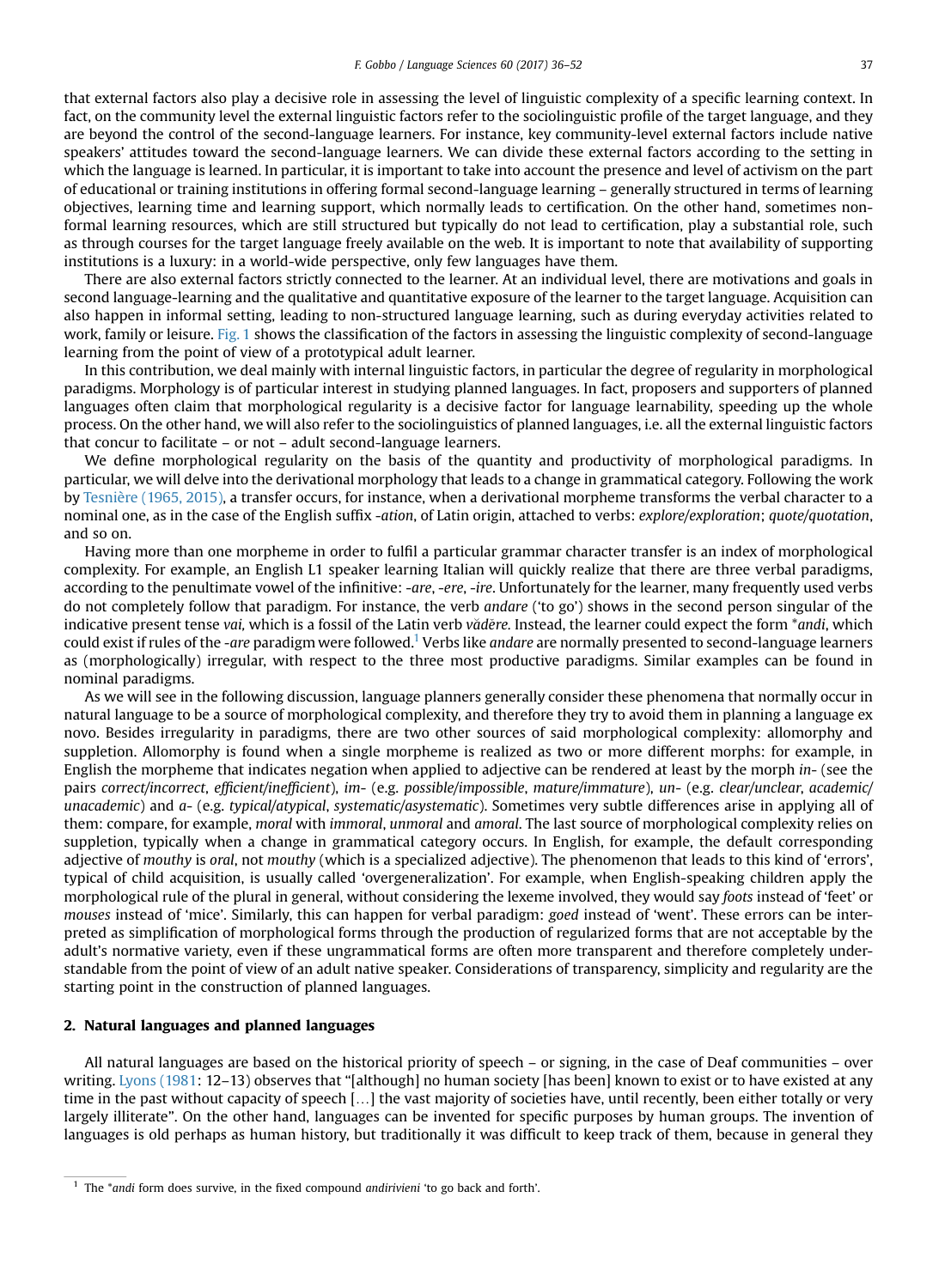that external factors also play a decisive role in assessing the level of linguistic complexity of a specific learning context. In fact, on the community level the external linguistic factors refer to the sociolinguistic profile of the target language, and they are beyond the control of the second-language learners. For instance, key community-level external factors include native speakers' attitudes toward the second-language learners. We can divide these external factors according to the setting in which the language is learned. In particular, it is important to take into account the presence and level of activism on the part of educational or training institutions in offering formal second-language learning – generally structured in terms of learning objectives, learning time and learning support, which normally leads to certification. On the other hand, sometimes non-formal learning resources, which are still structured but typically do not lead to certification, play a substantial role, such as through courses for the target language freely available on the web. It is important to note that availability of supporting institutions is a luxury: in a world-wide perspective, only few languages have them.

There are also external factors strictly connected to the learner. At an individual level, there are motivations and goals in second language-learning and the qualitative and quantitative exposure of the learner to the target language. Acquisition can also happen in informal setting, leading to non-structured language learning, such as during everyday activities related to work, family or leisure. Fig. 1 shows the classification of the factors in assessing the linguistic complexity of second-language learning from the point of view of a prototypical adult learner.

In this contribution, we deal mainly with internal linguistic factors, in particular the degree of regularity in morphological paradigms. Morphology is of particular interest in studying planned languages. In fact, proposers and supporters of planned languages often claim that morphological regularity is a decisive factor for language learnability, speeding up the whole process. On the other hand, we will also refer to the sociolinguistics of planned languages, i.e. all the external linguistic factors that concur to facilitate – or not – adult second-language learners.

We define morphological regularity on the basis of the quantity and productivity of morphological paradigms. In particular, we will delve into the derivational morphology that leads to a change in grammatical category. Following the work by Tesnière (1965, 2015), a transfer occurs, for instance, when a derivational morpheme transforms the verbal character to a nominal one, as in the case of the English suffix *-ation*, of Latin origin, attached to verbs: *explore/exploration*; *quote/quotation*, and so on.

Having more than one morpheme in order to fulfil a particular grammar character transfer is an index of morphological complexity. For example, an English L1 speaker learning Italian will quickly realize that there are three verbal paradigms, according to the penultimate vowel of the infinitive: *-are*, *-ere*, *-ire*. Unfortunately for the learner, many frequently used verbs do not completely follow that paradigm. For instance, the verb *andare* ('to go') shows in the second person singular of the indicative present tense *vai,* which is a fossil of the Latin verb *vădĕre.* Instead, the learner could expect the form *\*andi*, which could exist if rules of the *-are* paradigm were followed.[1] Verbs like *andare* are normally presented to second-language learners as (morphologically) irregular, with respect to the three most productive paradigms. Similar examples can be found in nominal paradigms.

As we will see in the following discussion, language planners generally consider these phenomena that normally occur in natural language to be a source of morphological complexity, and therefore they try to avoid them in planning a language ex novo. Besides irregularity in paradigms, there are two other sources of said morphological complexity: allomorphy and suppletion. Allomorphy is found when a single morpheme is realized as two or more different morphs: for example, in English the morpheme that indicates negation when applied to adjective can be rendered at least by the morph *in-* (see the pairs *correct/incorrect*, *efficient/inefficient*), *im-* (e.g. *possible/impossible*, *mature/immature*), *un-* (e.g. *clear/unclear*, *academic/unacademic*) and *a-* (e.g. *typical/atypical*, *systematic/asystematic*). Sometimes very subtle differences arise in applying all of them: compare, for example, *moral* with *immoral*, *unmoral* and *amoral*. The last source of morphological complexity relies on suppletion, typically when a change in grammatical category occurs. In English, for example, the default corresponding adjective of *mouthy* is *oral*, not *mouthy* (which is a specialized adjective). The phenomenon that leads to this kind of 'errors', typical of child acquisition, is usually called 'overgeneralization'. For example, when English-speaking children apply the morphological rule of the plural in general, without considering the lexeme involved, they would say *foots* instead of 'feet' or *mouses* instead of 'mice'. Similarly, this can happen for verbal paradigm: *goed* instead of 'went'. These errors can be interpreted as simplification of morphological forms through the production of regularized forms that are not acceptable by the adult's normative variety, even if these ungrammatical forms are often more transparent and therefore completely understandable from the point of view of an adult native speaker. Considerations of transparency, simplicity and regularity are the starting point in the construction of planned languages.

## 2. Natural languages and planned languages

All natural languages are based on the historical priority of speech – or signing, in the case of Deaf communities – over writing. Lyons (1981: 12–13) observes that "[although] no human society [has been] known to exist or to have existed at any time in the past without capacity of speech [...] the vast majority of societies have, until recently, been either totally or very largely illiterate". On the other hand, languages can be invented for specific purposes by human groups. The invention of languages is old perhaps as human history, but traditionally it was difficult to keep track of them, because in general they

[1] The *\*andi* form does survive, in the fixed compound *andirivieni* 'to go back and forth'.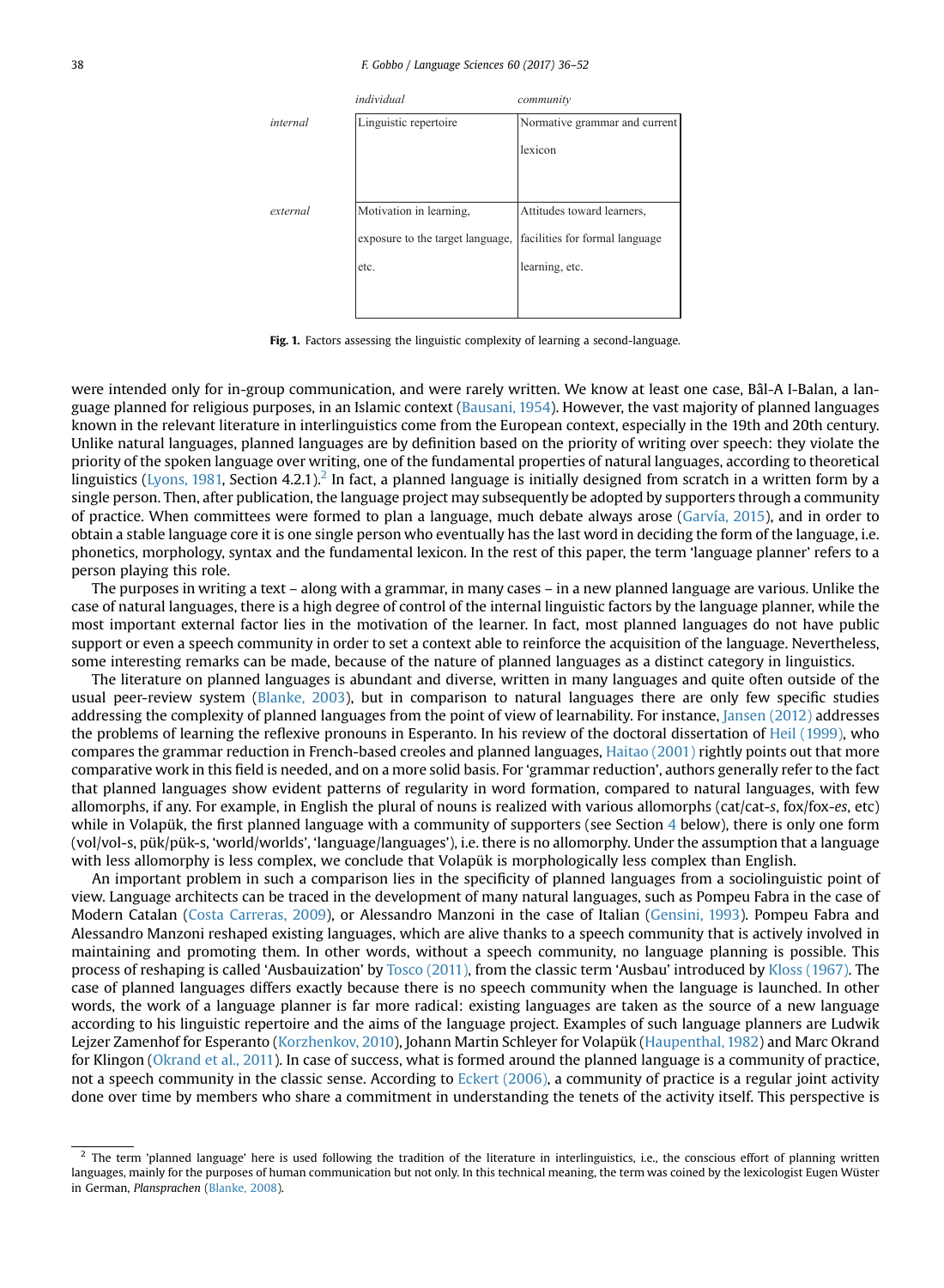| | individual | community |
|---|---|---|
| internal | Linguistic repertoire | Normative grammar and current lexicon |
| external | Motivation in learning, exposure to the target language, etc. | Attitudes toward learners, facilities for formal language learning, etc. |

**Fig. 1.** Factors assessing the linguistic complexity of learning a second-language.

were intended only for in-group communication, and were rarely written. We know at least one case, Bâl-A I-Balan, a language planned for religious purposes, in an Islamic context (Bausani, 1954). However, the vast majority of planned languages known in the relevant literature in interlinguistics come from the European context, especially in the 19th and 20th century. Unlike natural languages, planned languages are by definition based on the priority of writing over speech: they violate the priority of the spoken language over writing, one of the fundamental properties of natural languages, according to theoretical linguistics (Lyons, 1981, Section 4.2.1).[2] In fact, a planned language is initially designed from scratch in a written form by a single person. Then, after publication, the language project may subsequently be adopted by supporters through a community of practice. When committees were formed to plan a language, much debate always arose (Garvía, 2015), and in order to obtain a stable language core it is one single person who eventually has the last word in deciding the form of the language, i.e. phonetics, morphology, syntax and the fundamental lexicon. In the rest of this paper, the term 'language planner' refers to a person playing this role.

The purposes in writing a text – along with a grammar, in many cases – in a new planned language are various. Unlike the case of natural languages, there is a high degree of control of the internal linguistic factors by the language planner, while the most important external factor lies in the motivation of the learner. In fact, most planned languages do not have public support or even a speech community in order to set a context able to reinforce the acquisition of the language. Nevertheless, some interesting remarks can be made, because of the nature of planned languages as a distinct category in linguistics.

The literature on planned languages is abundant and diverse, written in many languages and quite often outside of the usual peer-review system (Blanke, 2003), but in comparison to natural languages there are only few specific studies addressing the complexity of planned languages from the point of view of learnability. For instance, Jansen (2012) addresses the problems of learning the reflexive pronouns in Esperanto. In his review of the doctoral dissertation of Heil (1999), who compares the grammar reduction in French-based creoles and planned languages, Haitao (2001) rightly points out that more comparative work in this field is needed, and on a more solid basis. For 'grammar reduction', authors generally refer to the fact that planned languages show evident patterns of regularity in word formation, compared to natural languages, with few allomorphs, if any. For example, in English the plural of nouns is realized with various allomorphs (cat/cat-*s*, fox/fox-*es*, etc) while in Volapük, the first planned language with a community of supporters (see Section 4 below), there is only one form (vol/vol-s, pük/pük-s, 'world/worlds', 'language/languages'), i.e. there is no allomorphy. Under the assumption that a language with less allomorphy is less complex, we conclude that Volapük is morphologically less complex than English.

An important problem in such a comparison lies in the specificity of planned languages from a sociolinguistic point of view. Language architects can be traced in the development of many natural languages, such as Pompeu Fabra in the case of Modern Catalan (Costa Carreras, 2009), or Alessandro Manzoni in the case of Italian (Gensini, 1993). Pompeu Fabra and Alessandro Manzoni reshaped existing languages, which are alive thanks to a speech community that is actively involved in maintaining and promoting them. In other words, without a speech community, no language planning is possible. This process of reshaping is called 'Ausbauization' by Tosco (2011), from the classic term 'Ausbau' introduced by Kloss (1967). The case of planned languages differs exactly because there is no speech community when the language is launched. In other words, the work of a language planner is far more radical: existing languages are taken as the source of a new language according to his linguistic repertoire and the aims of the language project. Examples of such language planners are Ludwik Lejzer Zamenhof for Esperanto (Korzhenkov, 2010), Johann Martin Schleyer for Volapük (Haupenthal, 1982) and Marc Okrand for Klingon (Okrand et al., 2011). In case of success, what is formed around the planned language is a community of practice, not a speech community in the classic sense. According to Eckert (2006), a community of practice is a regular joint activity done over time by members who share a commitment in understanding the tenets of the activity itself. This perspective is

[2] The term 'planned language' here is used following the tradition of the literature in interlinguistics, i.e., the conscious effort of planning written languages, mainly for the purposes of human communication but not only. In this technical meaning, the term was coined by the lexicologist Eugen Wüster in German, *Plansprachen* (Blanke, 2008).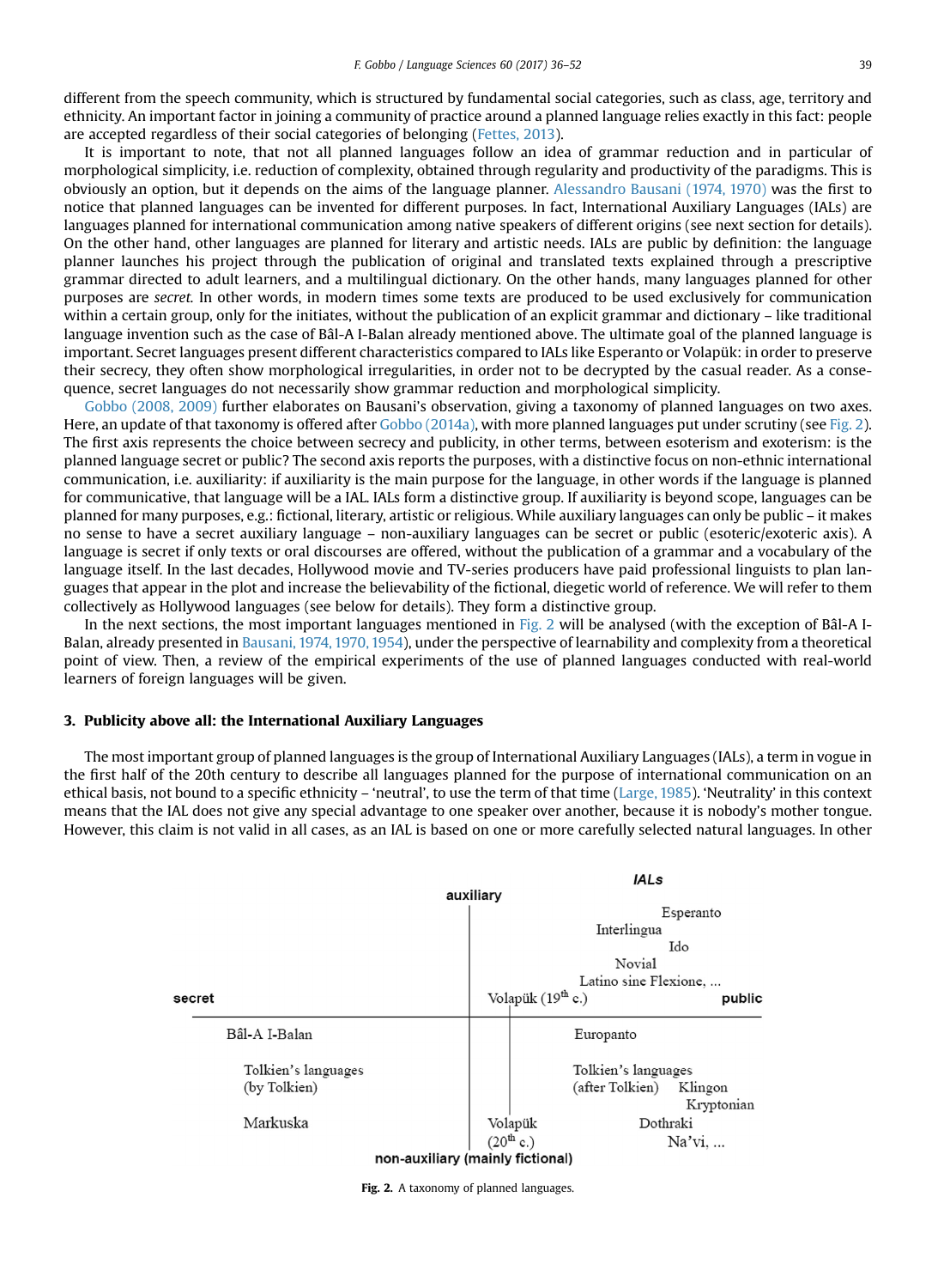different from the speech community, which is structured by fundamental social categories, such as class, age, territory and ethnicity. An important factor in joining a community of practice around a planned language relies exactly in this fact: people are accepted regardless of their social categories of belonging (Fettes, 2013).

It is important to note, that not all planned languages follow an idea of grammar reduction and in particular of morphological simplicity, i.e. reduction of complexity, obtained through regularity and productivity of the paradigms. This is obviously an option, but it depends on the aims of the language planner. Alessandro Bausani (1974, 1970) was the first to notice that planned languages can be invented for different purposes. In fact, International Auxiliary Languages (IALs) are languages planned for international communication among native speakers of different origins (see next section for details). On the other hand, other languages are planned for literary and artistic needs. IALs are public by definition: the language planner launches his project through the publication of original and translated texts explained through a prescriptive grammar directed to adult learners, and a multilingual dictionary. On the other hands, many languages planned for other purposes are *secret*. In other words, in modern times some texts are produced to be used exclusively for communication within a certain group, only for the initiates, without the publication of an explicit grammar and dictionary – like traditional language invention such as the case of Bâl-A I-Balan already mentioned above. The ultimate goal of the planned language is important. Secret languages present different characteristics compared to IALs like Esperanto or Volapük: in order to preserve their secrecy, they often show morphological irregularities, in order not to be decrypted by the casual reader. As a consequence, secret languages do not necessarily show grammar reduction and morphological simplicity.

Gobbo (2008, 2009) further elaborates on Bausani's observation, giving a taxonomy of planned languages on two axes. Here, an update of that taxonomy is offered after Gobbo (2014a), with more planned languages put under scrutiny (see Fig. 2). The first axis represents the choice between secrecy and publicity, in other terms, between esoterism and exoterism: is the planned language secret or public? The second axis reports the purposes, with a distinctive focus on non-ethnic international communication, i.e. auxiliarity: if auxiliarity is the main purpose for the language, in other words if the language is planned for communicative, that language will be a IAL. IALs form a distinctive group. If auxiliarity is beyond scope, languages can be planned for many purposes, e.g.: fictional, literary, artistic or religious. While auxiliary languages can only be public – it makes no sense to have a secret auxiliary language – non-auxiliary languages can be secret or public (esoteric/exoteric axis). A language is secret if only texts or oral discourses are offered, without the publication of a grammar and a vocabulary of the language itself. In the last decades, Hollywood movie and TV-series producers have paid professional linguists to plan languages that appear in the plot and increase the believability of the fictional, diegetic world of reference. We will refer to them collectively as Hollywood languages (see below for details). They form a distinctive group.

In the next sections, the most important languages mentioned in Fig. 2 will be analysed (with the exception of Bâl-A I-Balan, already presented in Bausani, 1974, 1970, 1954), under the perspective of learnability and complexity from a theoretical point of view. Then, a review of the empirical experiments of the use of planned languages conducted with real-world learners of foreign languages will be given.

## 3. Publicity above all: the International Auxiliary Languages

The most important group of planned languages is the group of International Auxiliary Languages (IALs), a term in vogue in the first half of the 20th century to describe all languages planned for the purpose of international communication on an ethical basis, not bound to a specific ethnicity – 'neutral', to use the term of that time (Large, 1985). 'Neutrality' in this context means that the IAL does not give any special advantage to one speaker over another, because it is nobody's mother tongue. However, this claim is not valid in all cases, as an IAL is based on one or more carefully selected natural languages. In other

IALs

auxiliary

Esperanto
Interlingua
Ido
Novial
Latino sine Flexione, ...

secret — Volapük (19th c.) — public

Bâl-A I-Balan — Europanto

Tolkien's languages (by Tolkien) — Tolkien's languages (after Tolkien) — Klingon — Kryptonian

Markuska — Volapük (20th c.) — Dothraki — Na'vi, ...

non-auxiliary (mainly fictional)

**Fig. 2.** A taxonomy of planned languages.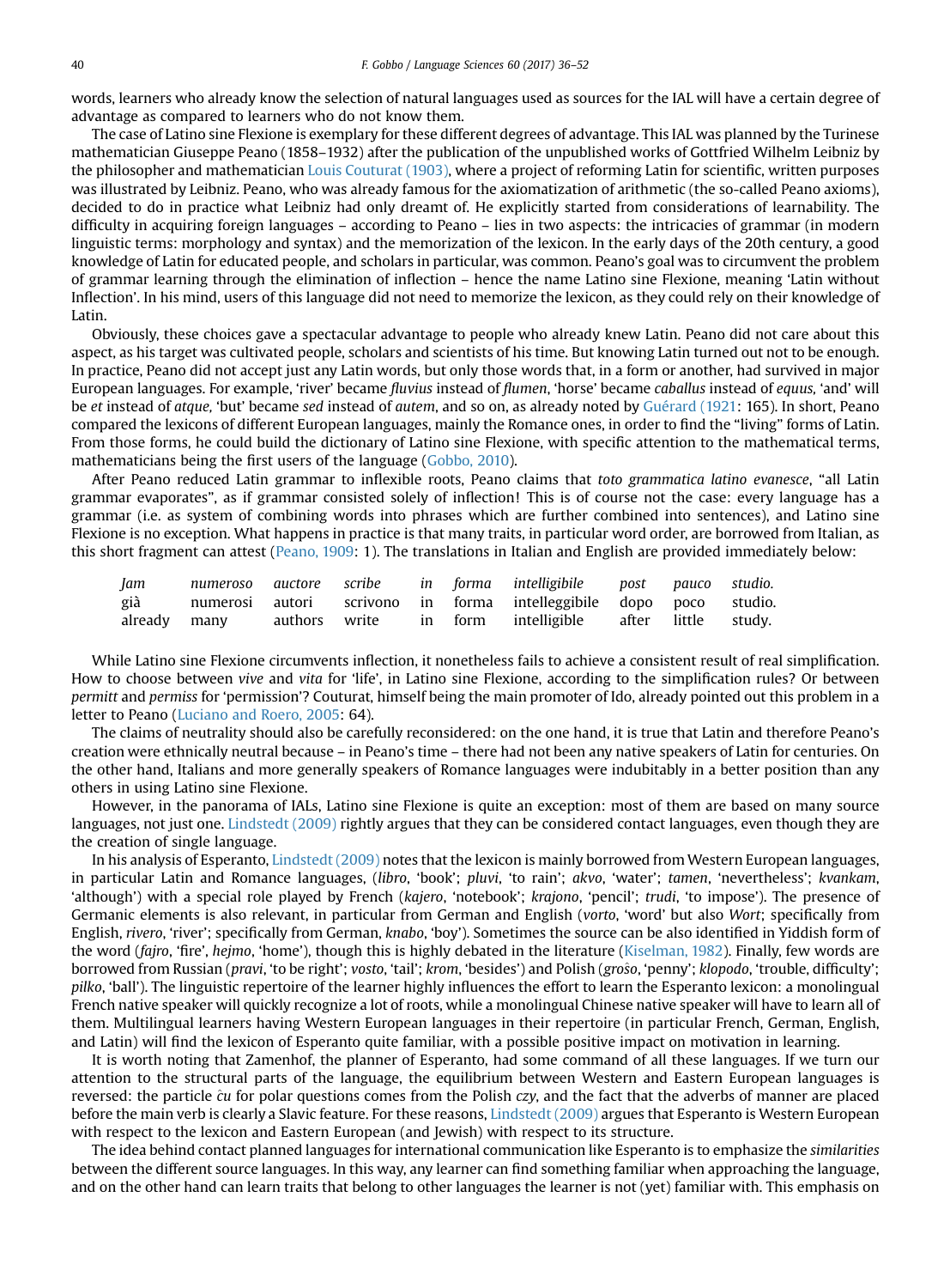words, learners who already know the selection of natural languages used as sources for the IAL will have a certain degree of advantage as compared to learners who do not know them.

The case of Latino sine Flexione is exemplary for these different degrees of advantage. This IAL was planned by the Turinese mathematician Giuseppe Peano (1858–1932) after the publication of the unpublished works of Gottfried Wilhelm Leibniz by the philosopher and mathematician Louis Couturat (1903), where a project of reforming Latin for scientific, written purposes was illustrated by Leibniz. Peano, who was already famous for the axiomatization of arithmetic (the so-called Peano axioms), decided to do in practice what Leibniz had only dreamt of. He explicitly started from considerations of learnability. The difficulty in acquiring foreign languages – according to Peano – lies in two aspects: the intricacies of grammar (in modern linguistic terms: morphology and syntax) and the memorization of the lexicon. In the early days of the 20th century, a good knowledge of Latin for educated people, and scholars in particular, was common. Peano's goal was to circumvent the problem of grammar learning through the elimination of inflection – hence the name Latino sine Flexione, meaning 'Latin without Inflection'. In his mind, users of this language did not need to memorize the lexicon, as they could rely on their knowledge of Latin.

Obviously, these choices gave a spectacular advantage to people who already knew Latin. Peano did not care about this aspect, as his target was cultivated people, scholars and scientists of his time. But knowing Latin turned out not to be enough. In practice, Peano did not accept just any Latin words, but only those words that, in a form or another, had survived in major European languages. For example, 'river' became *fluvius* instead of *flumen*, 'horse' became *caballus* instead of *equus*, 'and' will be *et* instead of *atque*, 'but' became *sed* instead of *autem*, and so on, as already noted by Guérard (1921: 165). In short, Peano compared the lexicons of different European languages, mainly the Romance ones, in order to find the "living" forms of Latin. From those forms, he could build the dictionary of Latino sine Flexione, with specific attention to the mathematical terms, mathematicians being the first users of the language (Gobbo, 2010).

After Peano reduced Latin grammar to inflexible roots, Peano claims that *toto grammatica latino evanesce*, "all Latin grammar evaporates", as if grammar consisted solely of inflection! This is of course not the case: every language has a grammar (i.e. as system of combining words into phrases which are further combined into sentences), and Latino sine Flexione is no exception. What happens in practice is that many traits, in particular word order, are borrowed from Italian, as this short fragment can attest (Peano, 1909: 1). The translations in Italian and English are provided immediately below:

| *Jam* | *numeroso* | *auctore* | *scribe* | *in* | *forma* | *intelligibile* | *post* | *pauco* | *studio.* |
|---|---|---|---|---|---|---|---|---|---|
| già | numerosi | autori | scrivono | in | forma | intelleggibile | dopo | poco | studio. |
| already | many | authors | write | in | form | intelligible | after | little | study. |

While Latino sine Flexione circumvents inflection, it nonetheless fails to achieve a consistent result of real simplification. How to choose between *vive* and *vita* for 'life', in Latino sine Flexione, according to the simplification rules? Or between *permitt* and *permiss* for 'permission'? Couturat, himself being the main promoter of Ido, already pointed out this problem in a letter to Peano (Luciano and Roero, 2005: 64).

The claims of neutrality should also be carefully reconsidered: on the one hand, it is true that Latin and therefore Peano's creation were ethnically neutral because – in Peano's time – there had not been any native speakers of Latin for centuries. On the other hand, Italians and more generally speakers of Romance languages were indubitably in a better position than any others in using Latino sine Flexione.

However, in the panorama of IALs, Latino sine Flexione is quite an exception: most of them are based on many source languages, not just one. Lindstedt (2009) rightly argues that they can be considered contact languages, even though they are the creation of single language.

In his analysis of Esperanto, Lindstedt (2009) notes that the lexicon is mainly borrowed from Western European languages, in particular Latin and Romance languages, (*libro*, 'book'; *pluvi*, 'to rain'; *akvo*, 'water'; *tamen*, 'nevertheless'; *kvankam*, 'although') with a special role played by French (*kajero*, 'notebook'; *krajono*, 'pencil'; *trudi*, 'to impose'). The presence of Germanic elements is also relevant, in particular from German and English (*vorto*, 'word' but also *Wort*; specifically from English, *rivero*, 'river'; specifically from German, *knabo*, 'boy'). Sometimes the source can be also identified in Yiddish form of the word (*fajro*, 'fire', *hejmo*, 'home'), though this is highly debated in the literature (Kiselman, 1982). Finally, few words are borrowed from Russian (*pravi*, 'to be right'; *vosto*, 'tail'; *krom*, 'besides') and Polish (*groŝo*, 'penny'; *klopodo*, 'trouble, difficulty'; *pilko*, 'ball'). The linguistic repertoire of the learner highly influences the effort to learn the Esperanto lexicon: a monolingual French native speaker will quickly recognize a lot of roots, while a monolingual Chinese native speaker will have to learn all of them. Multilingual learners having Western European languages in their repertoire (in particular French, German, English, and Latin) will find the lexicon of Esperanto quite familiar, with a possible positive impact on motivation in learning.

It is worth noting that Zamenhof, the planner of Esperanto, had some command of all these languages. If we turn our attention to the structural parts of the language, the equilibrium between Western and Eastern European languages is reversed: the particle *ĉu* for polar questions comes from the Polish *czy*, and the fact that the adverbs of manner are placed before the main verb is clearly a Slavic feature. For these reasons, Lindstedt (2009) argues that Esperanto is Western European with respect to the lexicon and Eastern European (and Jewish) with respect to its structure.

The idea behind contact planned languages for international communication like Esperanto is to emphasize the *similarities* between the different source languages. In this way, any learner can find something familiar when approaching the language, and on the other hand can learn traits that belong to other languages the learner is not (yet) familiar with. This emphasis on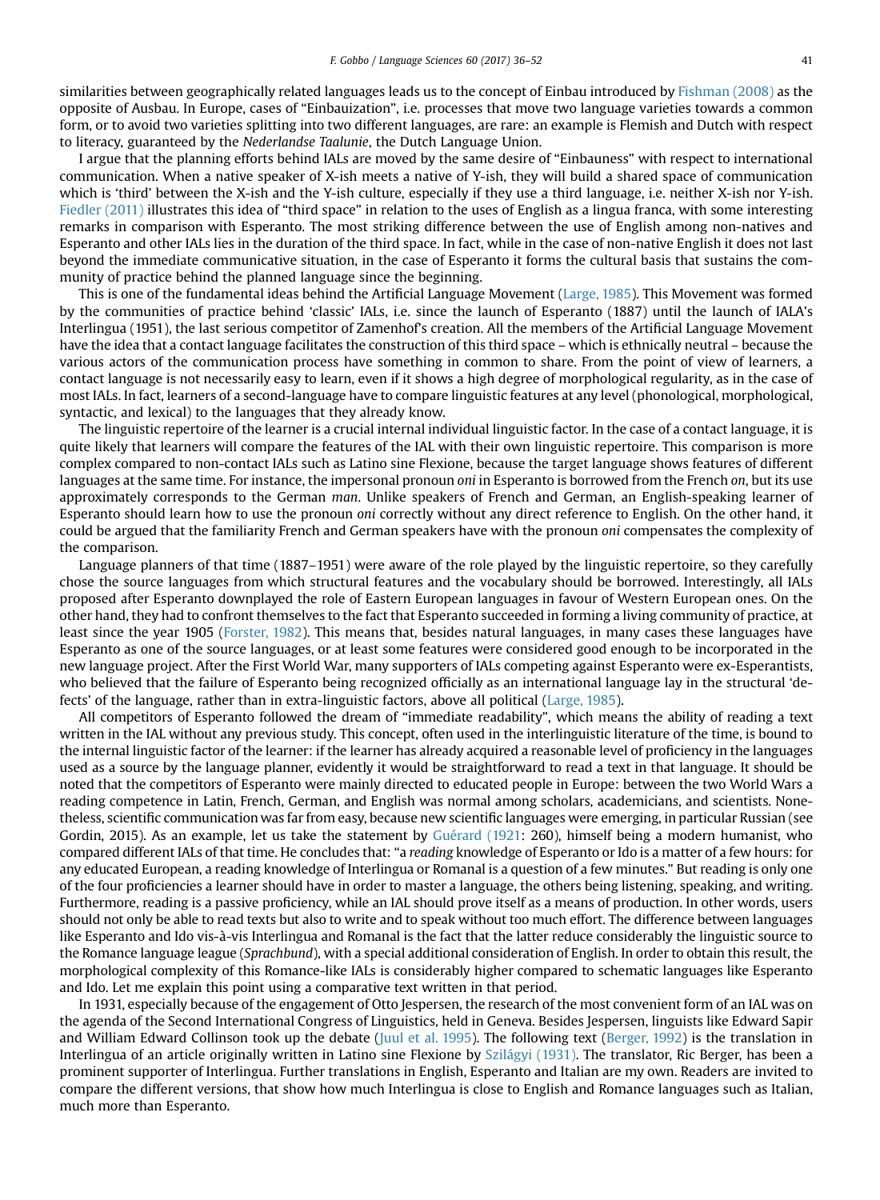similarities between geographically related languages leads us to the concept of Einbau introduced by Fishman (2008) as the opposite of Ausbau. In Europe, cases of "Einbauization", i.e. processes that move two language varieties towards a common form, or to avoid two varieties splitting into two different languages, are rare: an example is Flemish and Dutch with respect to literacy, guaranteed by the *Nederlandse Taalunie*, the Dutch Language Union.

I argue that the planning efforts behind IALs are moved by the same desire of "Einbauness" with respect to international communication. When a native speaker of X-ish meets a native of Y-ish, they will build a shared space of communication which is 'third' between the X-ish and the Y-ish culture, especially if they use a third language, i.e. neither X-ish nor Y-ish. Fiedler (2011) illustrates this idea of "third space" in relation to the uses of English as a lingua franca, with some interesting remarks in comparison with Esperanto. The most striking difference between the use of English among non-natives and Esperanto and other IALs lies in the duration of the third space. In fact, while in the case of non-native English it does not last beyond the immediate communicative situation, in the case of Esperanto it forms the cultural basis that sustains the community of practice behind the planned language since the beginning.

This is one of the fundamental ideas behind the Artificial Language Movement (Large, 1985). This Movement was formed by the communities of practice behind 'classic' IALs, i.e. since the launch of Esperanto (1887) until the launch of IALA's Interlingua (1951), the last serious competitor of Zamenhof's creation. All the members of the Artificial Language Movement have the idea that a contact language facilitates the construction of this third space – which is ethnically neutral – because the various actors of the communication process have something in common to share. From the point of view of learners, a contact language is not necessarily easy to learn, even if it shows a high degree of morphological regularity, as in the case of most IALs. In fact, learners of a second-language have to compare linguistic features at any level (phonological, morphological, syntactic, and lexical) to the languages that they already know.

The linguistic repertoire of the learner is a crucial internal individual linguistic factor. In the case of a contact language, it is quite likely that learners will compare the features of the IAL with their own linguistic repertoire. This comparison is more complex compared to non-contact IALs such as Latino sine Flexione, because the target language shows features of different languages at the same time. For instance, the impersonal pronoun *oni* in Esperanto is borrowed from the French *on*, but its use approximately corresponds to the German *man*. Unlike speakers of French and German, an English-speaking learner of Esperanto should learn how to use the pronoun *oni* correctly without any direct reference to English. On the other hand, it could be argued that the familiarity French and German speakers have with the pronoun *oni* compensates the complexity of the comparison.

Language planners of that time (1887–1951) were aware of the role played by the linguistic repertoire, so they carefully chose the source languages from which structural features and the vocabulary should be borrowed. Interestingly, all IALs proposed after Esperanto downplayed the role of Eastern European languages in favour of Western European ones. On the other hand, they had to confront themselves to the fact that Esperanto succeeded in forming a living community of practice, at least since the year 1905 (Forster, 1982). This means that, besides natural languages, in many cases these languages have Esperanto as one of the source languages, or at least some features were considered good enough to be incorporated in the new language project. After the First World War, many supporters of IALs competing against Esperanto were ex-Esperantists, who believed that the failure of Esperanto being recognized officially as an international language lay in the structural 'defects' of the language, rather than in extra-linguistic factors, above all political (Large, 1985).

All competitors of Esperanto followed the dream of "immediate readability", which means the ability of reading a text written in the IAL without any previous study. This concept, often used in the interlinguistic literature of the time, is bound to the internal linguistic factor of the learner: if the learner has already acquired a reasonable level of proficiency in the languages used as a source by the language planner, evidently it would be straightforward to read a text in that language. It should be noted that the competitors of Esperanto were mainly directed to educated people in Europe: between the two World Wars a reading competence in Latin, French, German, and English was normal among scholars, academicians, and scientists. Nonetheless, scientific communication was far from easy, because new scientific languages were emerging, in particular Russian (see Gordin, 2015). As an example, let us take the statement by Guérard (1921: 260), himself being a modern humanist, who compared different IALs of that time. He concludes that: "a *reading* knowledge of Esperanto or Ido is a matter of a few hours: for any educated European, a reading knowledge of Interlingua or Romanal is a question of a few minutes." But reading is only one of the four proficiencies a learner should have in order to master a language, the others being listening, speaking, and writing. Furthermore, reading is a passive proficiency, while an IAL should prove itself as a means of production. In other words, users should not only be able to read texts but also to write and to speak without too much effort. The difference between languages like Esperanto and Ido vis-à-vis Interlingua and Romanal is the fact that the latter reduce considerably the linguistic source to the Romance language league (*Sprachbund*), with a special additional consideration of English. In order to obtain this result, the morphological complexity of this Romance-like IALs is considerably higher compared to schematic languages like Esperanto and Ido. Let me explain this point using a comparative text written in that period.

In 1931, especially because of the engagement of Otto Jespersen, the research of the most convenient form of an IAL was on the agenda of the Second International Congress of Linguistics, held in Geneva. Besides Jespersen, linguists like Edward Sapir and William Edward Collinson took up the debate (Juul et al. 1995). The following text (Berger, 1992) is the translation in Interlingua of an article originally written in Latino sine Flexione by Szilágyi (1931). The translator, Ric Berger, has been a prominent supporter of Interlingua. Further translations in English, Esperanto and Italian are my own. Readers are invited to compare the different versions, that show how much Interlingua is close to English and Romance languages such as Italian, much more than Esperanto.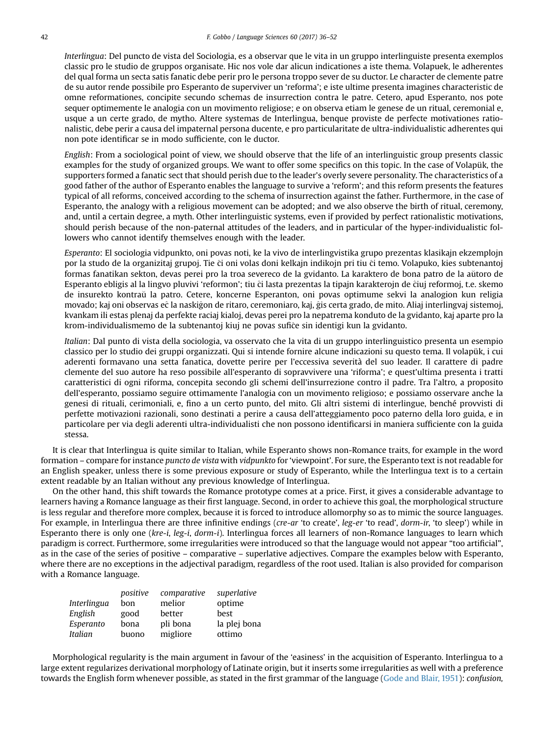*Interlingua*: Del puncto de vista del Sociologia, es a observar que le vita in un gruppo interlinguiste presenta exemplos classic pro le studio de gruppos organisate. Hic nos vole dar alicun indicationes a iste thema. Volapuek, le adherentes del qual forma un secta satis fanatic debe perir pro le persona troppo sever de su ductor. Le character de clemente patre de su autor rende possibile pro Esperanto de superviver un 'reforma'; e iste ultime presenta imagines characteristic de omne reformationes, concipite secundo schemas de insurrection contra le patre. Cetero, apud Esperanto, nos pote sequer optimemente le analogia con un movimento religiose; e on observa etiam le genese de un ritual, ceremonial e, usque a un certe grado, de mytho. Altere systemas de Interlingua, benque proviste de perfecte motivationes rationalistic, debe perir a causa del impaternal persona ducente, e pro particularitate de ultra-individualistic adherentes qui non pote identificar se in modo sufficiente, con le ductor.

*English*: From a sociological point of view, we should observe that the life of an interlinguistic group presents classic examples for the study of organized groups. We want to offer some specifics on this topic. In the case of Volapük, the supporters formed a fanatic sect that should perish due to the leader's overly severe personality. The characteristics of a good father of the author of Esperanto enables the language to survive a 'reform'; and this reform presents the features typical of all reforms, conceived according to the schema of insurrection against the father. Furthermore, in the case of Esperanto, the analogy with a religious movement can be adopted; and we also observe the birth of ritual, ceremony, and, until a certain degree, a myth. Other interlinguistic systems, even if provided by perfect rationalistic motivations, should perish because of the non-paternal attitudes of the leaders, and in particular of the hyper-individualistic followers who cannot identify themselves enough with the leader.

*Esperanto*: El sociologia vidpunkto, oni povas noti, ke la vivo de interlingvistika grupo prezentas klasikajn ekzemplojn por la studo de la organizitaj grupoj. Tie ĉi oni volas doni kelkajn indikojn pri tiu ĉi temo. Volapuko, kies subtenantoj formas fanatikan sekton, devas perei pro la troa severeco de la gvidanto. La karaktero de bona patro de la aŭtoro de Esperanto ebligis al la lingvo pluvivi 'reformon'; tiu ĉi lasta prezentas la tipajn karakterojn de ĉiuj reformoj, t.e. skemo de insurekto kontraŭ la patro. Cetere, koncerne Esperanton, oni povas optimume sekvi la analogion kun religia movado; kaj oni observas eĉ la naskiĝon de ritaro, ceremoniaro, kaj, ĝis certa grado, de mito. Aliaj interlingvaj sistemoj, kvankam ili estas plenaj da perfekte raciaj kialoj, devas perei pro la nepatrema konduto de la gvidanto, kaj aparte pro la krom-individualismemo de la subtenantoj kiuj ne povas sufiĉe sin identigi kun la gvidanto.

*Italian*: Dal punto di vista della sociologia, va osservato che la vita di un gruppo interlinguistico presenta un esempio classico per lo studio dei gruppi organizzati. Qui si intende fornire alcune indicazioni su questo tema. Il volapük, i cui aderenti formavano una setta fanatica, dovette perire per l'eccessiva severità del suo leader. Il carattere di padre clemente del suo autore ha reso possibile all'esperanto di sopravvivere una 'riforma'; e quest'ultima presenta i tratti caratteristici di ogni riforma, concepita secondo gli schemi dell'insurrezione contro il padre. Tra l'altro, a proposito dell'esperanto, possiamo seguire ottimamente l'analogia con un movimento religioso; e possiamo osservare anche la genesi di rituali, cerimoniali, e, fino a un certo punto, del mito. Gli altri sistemi di interlingue, benché provvisti di perfette motivazioni razionali, sono destinati a perire a causa dell'atteggiamento poco paterno della loro guida, e in particolare per via degli aderenti ultra-individualisti che non possono identificarsi in maniera sufficiente con la guida stessa.

It is clear that Interlingua is quite similar to Italian, while Esperanto shows non-Romance traits, for example in the word formation – compare for instance *puncto de vista* with *vidpunkto* for 'viewpoint'. For sure, the Esperanto text is not readable for an English speaker, unless there is some previous exposure or study of Esperanto, while the Interlingua text is to a certain extent readable by an Italian without any previous knowledge of Interlingua.

On the other hand, this shift towards the Romance prototype comes at a price. First, it gives a considerable advantage to learners having a Romance language as their first language. Second, in order to achieve this goal, the morphological structure is less regular and therefore more complex, because it is forced to introduce allomorphy so as to mimic the source languages. For example, in Interlingua there are three infinitive endings (*cre-ar* 'to create', *leg-er* 'to read', *dorm-ir*, 'to sleep') while in Esperanto there is only one (*kre-i*, *leg-i*, *dorm-i*). Interlingua forces all learners of non-Romance languages to learn which paradigm is correct. Furthermore, some irregularities were introduced so that the language would not appear "too artificial", as in the case of the series of positive – comparative – superlative adjectives. Compare the examples below with Esperanto, where there are no exceptions in the adjectival paradigm, regardless of the root used. Italian is also provided for comparison with a Romance language.

| | *positive* | *comparative* | *superlative* |
|---|---|---|---|
| *Interlingua* | bon | melior | optime |
| *English* | good | better | best |
| *Esperanto* | bona | pli bona | la plej bona |
| *Italian* | buono | migliore | ottimo |

Morphological regularity is the main argument in favour of the 'easiness' in the acquisition of Esperanto. Interlingua to a large extent regularizes derivational morphology of Latinate origin, but it inserts some irregularities as well with a preference towards the English form whenever possible, as stated in the first grammar of the language (Gode and Blair, 1951): *confusion,*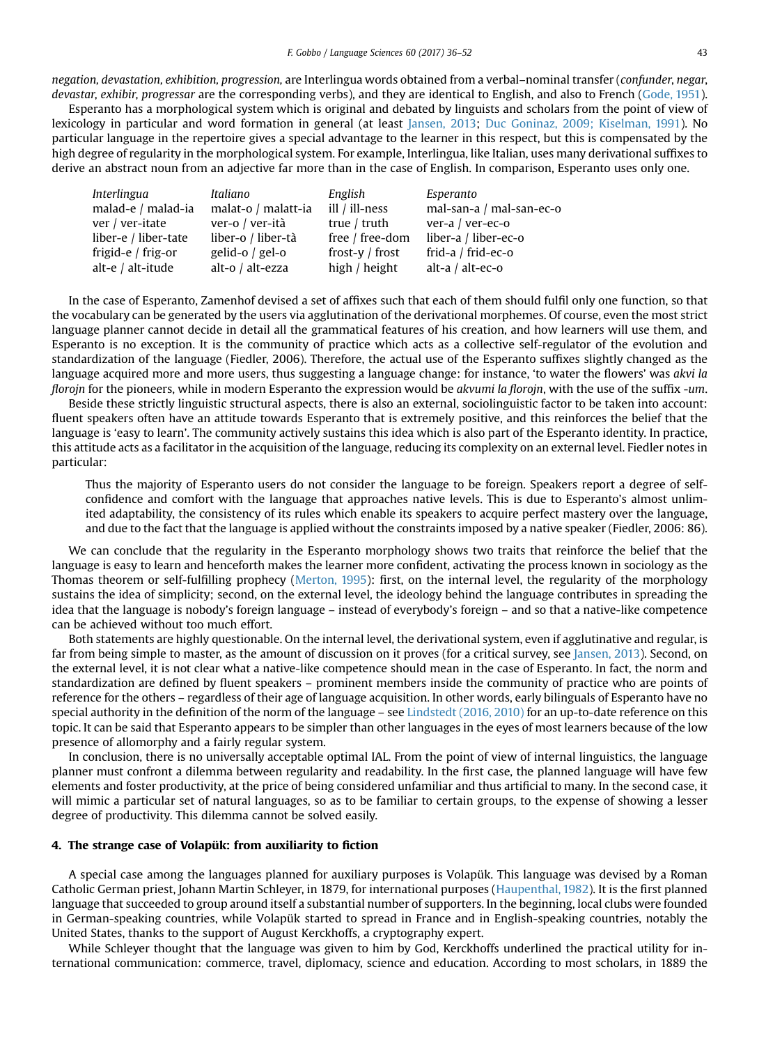*negation, devastation, exhibition, progression,* are Interlingua words obtained from a verbal–nominal transfer (*confunder, negar, devastar, exhibir, progressar* are the corresponding verbs), and they are identical to English, and also to French (Gode, 1951).

Esperanto has a morphological system which is original and debated by linguists and scholars from the point of view of lexicology in particular and word formation in general (at least Jansen, 2013; Duc Goninaz, 2009; Kiselman, 1991). No particular language in the repertoire gives a special advantage to the learner in this respect, but this is compensated by the high degree of regularity in the morphological system. For example, Interlingua, like Italian, uses many derivational suffixes to derive an abstract noun from an adjective far more than in the case of English. In comparison, Esperanto uses only one.

| *Interlingua* | *Italiano* | *English* | *Esperanto* |
|---|---|---|---|
| malad-e / malad-ia | malat-o / malatt-ia | ill / ill-ness | mal-san-a / mal-san-ec-o |
| ver / ver-itate | ver-o / ver-ità | true / truth | ver-a / ver-ec-o |
| liber-e / liber-tate | liber-o / liber-tà | free / free-dom | liber-a / liber-ec-o |
| frigid-e / frig-or | gelid-o / gel-o | frost-y / frost | frid-a / frid-ec-o |
| alt-e / alt-itude | alt-o / alt-ezza | high / height | alt-a / alt-ec-o |

In the case of Esperanto, Zamenhof devised a set of affixes such that each of them should fulfil only one function, so that the vocabulary can be generated by the users via agglutination of the derivational morphemes. Of course, even the most strict language planner cannot decide in detail all the grammatical features of his creation, and how learners will use them, and Esperanto is no exception. It is the community of practice which acts as a collective self-regulator of the evolution and standardization of the language (Fiedler, 2006). Therefore, the actual use of the Esperanto suffixes slightly changed as the language acquired more and more users, thus suggesting a language change: for instance, 'to water the flowers' was *akvi la florojn* for the pioneers, while in modern Esperanto the expression would be *akvumi la florojn*, with the use of the suffix *-um*.

Beside these strictly linguistic structural aspects, there is also an external, sociolinguistic factor to be taken into account: fluent speakers often have an attitude towards Esperanto that is extremely positive, and this reinforces the belief that the language is 'easy to learn'. The community actively sustains this idea which is also part of the Esperanto identity. In practice, this attitude acts as a facilitator in the acquisition of the language, reducing its complexity on an external level. Fiedler notes in particular:

> Thus the majority of Esperanto users do not consider the language to be foreign. Speakers report a degree of self-confidence and comfort with the language that approaches native levels. This is due to Esperanto's almost unlimited adaptability, the consistency of its rules which enable its speakers to acquire perfect mastery over the language, and due to the fact that the language is applied without the constraints imposed by a native speaker (Fiedler, 2006: 86).

We can conclude that the regularity in the Esperanto morphology shows two traits that reinforce the belief that the language is easy to learn and henceforth makes the learner more confident, activating the process known in sociology as the Thomas theorem or self-fulfilling prophecy (Merton, 1995): first, on the internal level, the regularity of the morphology sustains the idea of simplicity; second, on the external level, the ideology behind the language contributes in spreading the idea that the language is nobody's foreign language – instead of everybody's foreign – and so that a native-like competence can be achieved without too much effort.

Both statements are highly questionable. On the internal level, the derivational system, even if agglutinative and regular, is far from being simple to master, as the amount of discussion on it proves (for a critical survey, see Jansen, 2013). Second, on the external level, it is not clear what a native-like competence should mean in the case of Esperanto. In fact, the norm and standardization are defined by fluent speakers – prominent members inside the community of practice who are points of reference for the others – regardless of their age of language acquisition. In other words, early bilinguals of Esperanto have no special authority in the definition of the norm of the language – see Lindstedt (2016, 2010) for an up-to-date reference on this topic. It can be said that Esperanto appears to be simpler than other languages in the eyes of most learners because of the low presence of allomorphy and a fairly regular system.

In conclusion, there is no universally acceptable optimal IAL. From the point of view of internal linguistics, the language planner must confront a dilemma between regularity and readability. In the first case, the planned language will have few elements and foster productivity, at the price of being considered unfamiliar and thus artificial to many. In the second case, it will mimic a particular set of natural languages, so as to be familiar to certain groups, to the expense of showing a lesser degree of productivity. This dilemma cannot be solved easily.

## 4. The strange case of Volapük: from auxiliarity to fiction

A special case among the languages planned for auxiliary purposes is Volapük. This language was devised by a Roman Catholic German priest, Johann Martin Schleyer, in 1879, for international purposes (Haupenthal, 1982). It is the first planned language that succeeded to group around itself a substantial number of supporters. In the beginning, local clubs were founded in German-speaking countries, while Volapük started to spread in France and in English-speaking countries, notably the United States, thanks to the support of August Kerckhoffs, a cryptography expert.

While Schleyer thought that the language was given to him by God, Kerckhoffs underlined the practical utility for international communication: commerce, travel, diplomacy, science and education. According to most scholars, in 1889 the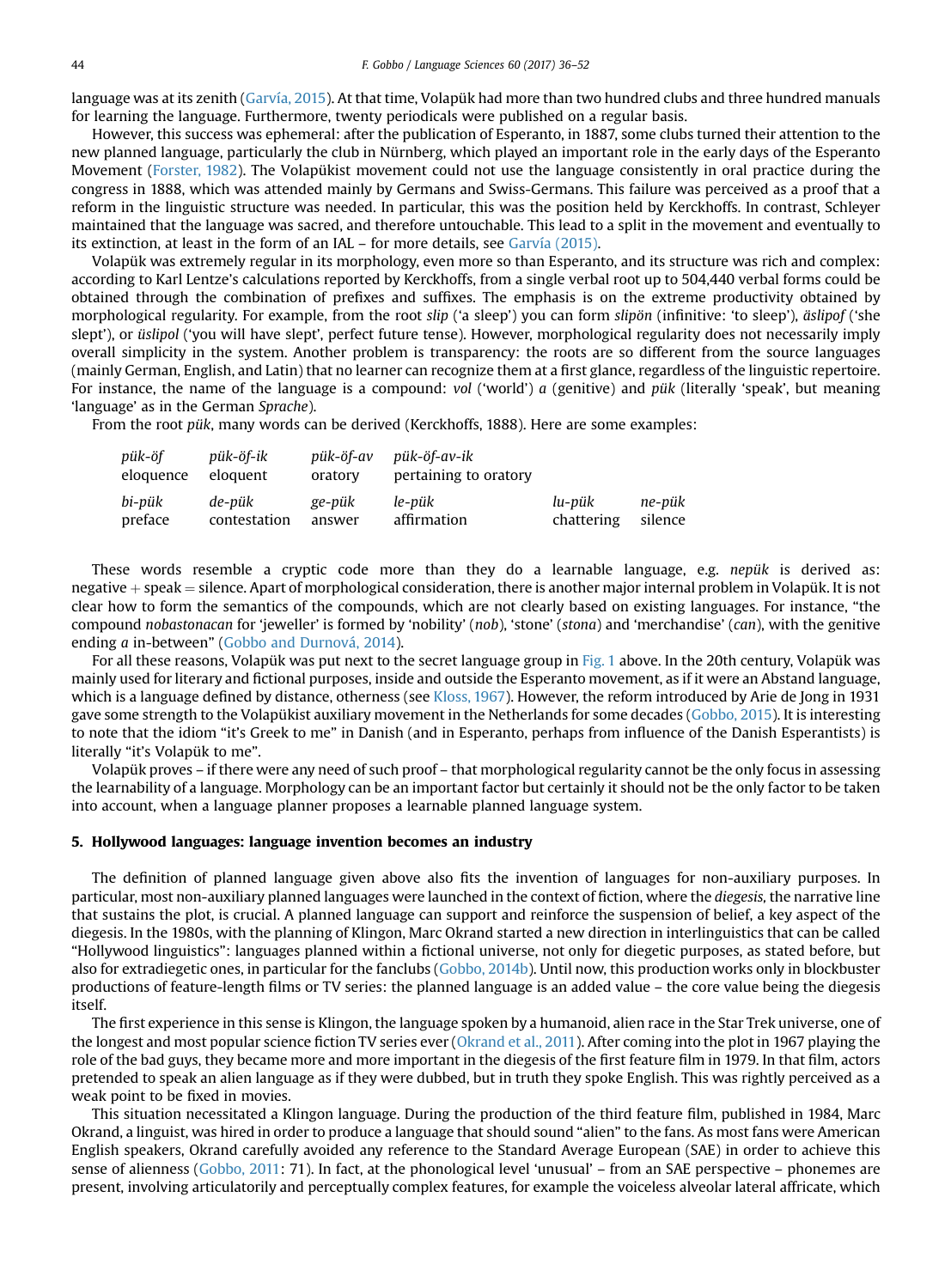language was at its zenith (Garvía, 2015). At that time, Volapük had more than two hundred clubs and three hundred manuals for learning the language. Furthermore, twenty periodicals were published on a regular basis.

However, this success was ephemeral: after the publication of Esperanto, in 1887, some clubs turned their attention to the new planned language, particularly the club in Nürnberg, which played an important role in the early days of the Esperanto Movement (Forster, 1982). The Volapükist movement could not use the language consistently in oral practice during the congress in 1888, which was attended mainly by Germans and Swiss-Germans. This failure was perceived as a proof that a reform in the linguistic structure was needed. In particular, this was the position held by Kerckhoffs. In contrast, Schleyer maintained that the language was sacred, and therefore untouchable. This lead to a split in the movement and eventually to its extinction, at least in the form of an IAL – for more details, see Garvía (2015).

Volapük was extremely regular in its morphology, even more so than Esperanto, and its structure was rich and complex: according to Karl Lentze's calculations reported by Kerckhoffs, from a single verbal root up to 504,440 verbal forms could be obtained through the combination of prefixes and suffixes. The emphasis is on the extreme productivity obtained by morphological regularity. For example, from the root *slip* ('a sleep') you can form *slipön* (infinitive: 'to sleep'), *äslipof* ('she slept'), or *üslipol* ('you will have slept', perfect future tense). However, morphological regularity does not necessarily imply overall simplicity in the system. Another problem is transparency: the roots are so different from the source languages (mainly German, English, and Latin) that no learner can recognize them at a first glance, regardless of the linguistic repertoire. For instance, the name of the language is a compound: *vol* ('world') *a* (genitive) and *pük* (literally 'speak', but meaning 'language' as in the German *Sprache*).

From the root *pük*, many words can be derived (Kerckhoffs, 1888). Here are some examples:

| *pük-öf* | *pük-öf-ik* | *pük-öf-av* | *pük-öf-av-ik* | | |
|---|---|---|---|---|---|
| eloquence | eloquent | oratory | pertaining to oratory | | |
| *bi-pük* | *de-pük* | *ge-pük* | *le-pük* | *lu-pük* | *ne-pük* |
| preface | contestation | answer | affirmation | chattering | silence |

These words resemble a cryptic code more than they do a learnable language, e.g. *nepük* is derived as: negative + speak = silence. Apart of morphological consideration, there is another major internal problem in Volapük. It is not clear how to form the semantics of the compounds, which are not clearly based on existing languages. For instance, "the compound *nobastonacan* for 'jeweller' is formed by 'nobility' (*nob*), 'stone' (*stona*) and 'merchandise' (*can*), with the genitive ending *a* in-between" (Gobbo and Durnová, 2014).

For all these reasons, Volapük was put next to the secret language group in Fig. 1 above. In the 20th century, Volapük was mainly used for literary and fictional purposes, inside and outside the Esperanto movement, as if it were an Abstand language, which is a language defined by distance, otherness (see Kloss, 1967). However, the reform introduced by Arie de Jong in 1931 gave some strength to the Volapükist auxiliary movement in the Netherlands for some decades (Gobbo, 2015). It is interesting to note that the idiom "it's Greek to me" in Danish (and in Esperanto, perhaps from influence of the Danish Esperantists) is literally "it's Volapük to me".

Volapük proves – if there were any need of such proof – that morphological regularity cannot be the only focus in assessing the learnability of a language. Morphology can be an important factor but certainly it should not be the only factor to be taken into account, when a language planner proposes a learnable planned language system.

## 5. Hollywood languages: language invention becomes an industry

The definition of planned language given above also fits the invention of languages for non-auxiliary purposes. In particular, most non-auxiliary planned languages were launched in the context of fiction, where the *diegesis*, the narrative line that sustains the plot, is crucial. A planned language can support and reinforce the suspension of belief, a key aspect of the diegesis. In the 1980s, with the planning of Klingon, Marc Okrand started a new direction in interlinguistics that can be called "Hollywood linguistics": languages planned within a fictional universe, not only for diegetic purposes, as stated before, but also for extradiegetic ones, in particular for the fanclubs (Gobbo, 2014b). Until now, this production works only in blockbuster productions of feature-length films or TV series: the planned language is an added value – the core value being the diegesis itself.

The first experience in this sense is Klingon, the language spoken by a humanoid, alien race in the Star Trek universe, one of the longest and most popular science fiction TV series ever (Okrand et al., 2011). After coming into the plot in 1967 playing the role of the bad guys, they became more and more important in the diegesis of the first feature film in 1979. In that film, actors pretended to speak an alien language as if they were dubbed, but in truth they spoke English. This was rightly perceived as a weak point to be fixed in movies.

This situation necessitated a Klingon language. During the production of the third feature film, published in 1984, Marc Okrand, a linguist, was hired in order to produce a language that should sound "alien" to the fans. As most fans were American English speakers, Okrand carefully avoided any reference to the Standard Average European (SAE) in order to achieve this sense of alienness (Gobbo, 2011: 71). In fact, at the phonological level 'unusual' – from an SAE perspective – phonemes are present, involving articulatorily and perceptually complex features, for example the voiceless alveolar lateral affricate, which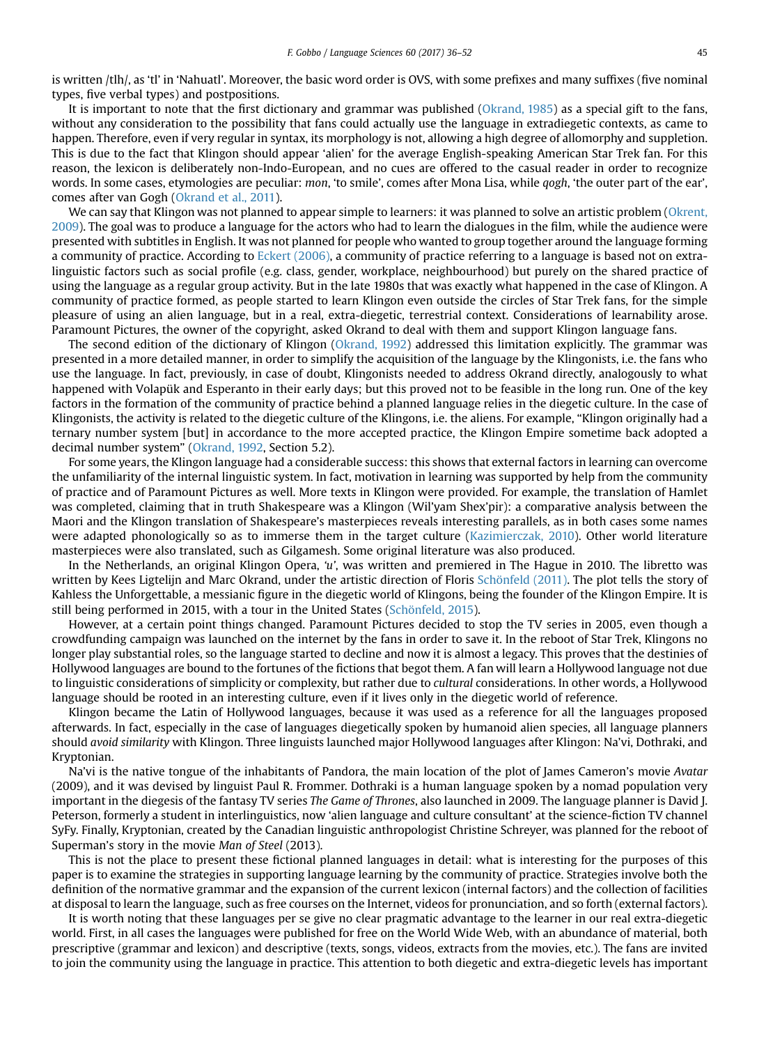is written /tlh/, as 'tl' in 'Nahuatl'. Moreover, the basic word order is OVS, with some prefixes and many suffixes (five nominal types, five verbal types) and postpositions.

It is important to note that the first dictionary and grammar was published (Okrand, 1985) as a special gift to the fans, without any consideration to the possibility that fans could actually use the language in extradiegetic contexts, as came to happen. Therefore, even if very regular in syntax, its morphology is not, allowing a high degree of allomorphy and suppletion. This is due to the fact that Klingon should appear 'alien' for the average English-speaking American Star Trek fan. For this reason, the lexicon is deliberately non-Indo-European, and no cues are offered to the casual reader in order to recognize words. In some cases, etymologies are peculiar: *mon*, 'to smile', comes after Mona Lisa, while *qogh*, 'the outer part of the ear', comes after van Gogh (Okrand et al., 2011).

We can say that Klingon was not planned to appear simple to learners: it was planned to solve an artistic problem (Okrent, 2009). The goal was to produce a language for the actors who had to learn the dialogues in the film, while the audience were presented with subtitles in English. It was not planned for people who wanted to group together around the language forming a community of practice. According to Eckert (2006), a community of practice referring to a language is based not on extra-linguistic factors such as social profile (e.g. class, gender, workplace, neighbourhood) but purely on the shared practice of using the language as a regular group activity. But in the late 1980s that was exactly what happened in the case of Klingon. A community of practice formed, as people started to learn Klingon even outside the circles of Star Trek fans, for the simple pleasure of using an alien language, but in a real, extra-diegetic, terrestrial context. Considerations of learnability arose. Paramount Pictures, the owner of the copyright, asked Okrand to deal with them and support Klingon language fans.

The second edition of the dictionary of Klingon (Okrand, 1992) addressed this limitation explicitly. The grammar was presented in a more detailed manner, in order to simplify the acquisition of the language by the Klingonists, i.e. the fans who use the language. In fact, previously, in case of doubt, Klingonists needed to address Okrand directly, analogously to what happened with Volapük and Esperanto in their early days; but this proved not to be feasible in the long run. One of the key factors in the formation of the community of practice behind a planned language relies in the diegetic culture. In the case of Klingonists, the activity is related to the diegetic culture of the Klingons, i.e. the aliens. For example, "Klingon originally had a ternary number system [but] in accordance to the more accepted practice, the Klingon Empire sometime back adopted a decimal number system" (Okrand, 1992, Section 5.2).

For some years, the Klingon language had a considerable success: this shows that external factors in learning can overcome the unfamiliarity of the internal linguistic system. In fact, motivation in learning was supported by help from the community of practice and of Paramount Pictures as well. More texts in Klingon were provided. For example, the translation of Hamlet was completed, claiming that in truth Shakespeare was a Klingon (Wil'yam Shex'pir): a comparative analysis between the Maori and the Klingon translation of Shakespeare's masterpieces reveals interesting parallels, as in both cases some names were adapted phonologically so as to immerse them in the target culture (Kazimierczak, 2010). Other world literature masterpieces were also translated, such as Gilgamesh. Some original literature was also produced.

In the Netherlands, an original Klingon Opera, *'u'*, was written and premiered in The Hague in 2010. The libretto was written by Kees Ligtelijn and Marc Okrand, under the artistic direction of Floris Schönfeld (2011). The plot tells the story of Kahless the Unforgettable, a messianic figure in the diegetic world of Klingons, being the founder of the Klingon Empire. It is still being performed in 2015, with a tour in the United States (Schönfeld, 2015).

However, at a certain point things changed. Paramount Pictures decided to stop the TV series in 2005, even though a crowdfunding campaign was launched on the internet by the fans in order to save it. In the reboot of Star Trek, Klingons no longer play substantial roles, so the language started to decline and now it is almost a legacy. This proves that the destinies of Hollywood languages are bound to the fortunes of the fictions that begot them. A fan will learn a Hollywood language not due to linguistic considerations of simplicity or complexity, but rather due to *cultural* considerations. In other words, a Hollywood language should be rooted in an interesting culture, even if it lives only in the diegetic world of reference.

Klingon became the Latin of Hollywood languages, because it was used as a reference for all the languages proposed afterwards. In fact, especially in the case of languages diegetically spoken by humanoid alien species, all language planners should *avoid similarity* with Klingon. Three linguists launched major Hollywood languages after Klingon: Na'vi, Dothraki, and Kryptonian.

Na'vi is the native tongue of the inhabitants of Pandora, the main location of the plot of James Cameron's movie *Avatar* (2009), and it was devised by linguist Paul R. Frommer. Dothraki is a human language spoken by a nomad population very important in the diegesis of the fantasy TV series *The Game of Thrones*, also launched in 2009. The language planner is David J. Peterson, formerly a student in interlinguistics, now 'alien language and culture consultant' at the science-fiction TV channel SyFy. Finally, Kryptonian, created by the Canadian linguistic anthropologist Christine Schreyer, was planned for the reboot of Superman's story in the movie *Man of Steel* (2013).

This is not the place to present these fictional planned languages in detail: what is interesting for the purposes of this paper is to examine the strategies in supporting language learning by the community of practice. Strategies involve both the definition of the normative grammar and the expansion of the current lexicon (internal factors) and the collection of facilities at disposal to learn the language, such as free courses on the Internet, videos for pronunciation, and so forth (external factors).

It is worth noting that these languages per se give no clear pragmatic advantage to the learner in our real extra-diegetic world. First, in all cases the languages were published for free on the World Wide Web, with an abundance of material, both prescriptive (grammar and lexicon) and descriptive (texts, songs, videos, extracts from the movies, etc.). The fans are invited to join the community using the language in practice. This attention to both diegetic and extra-diegetic levels has important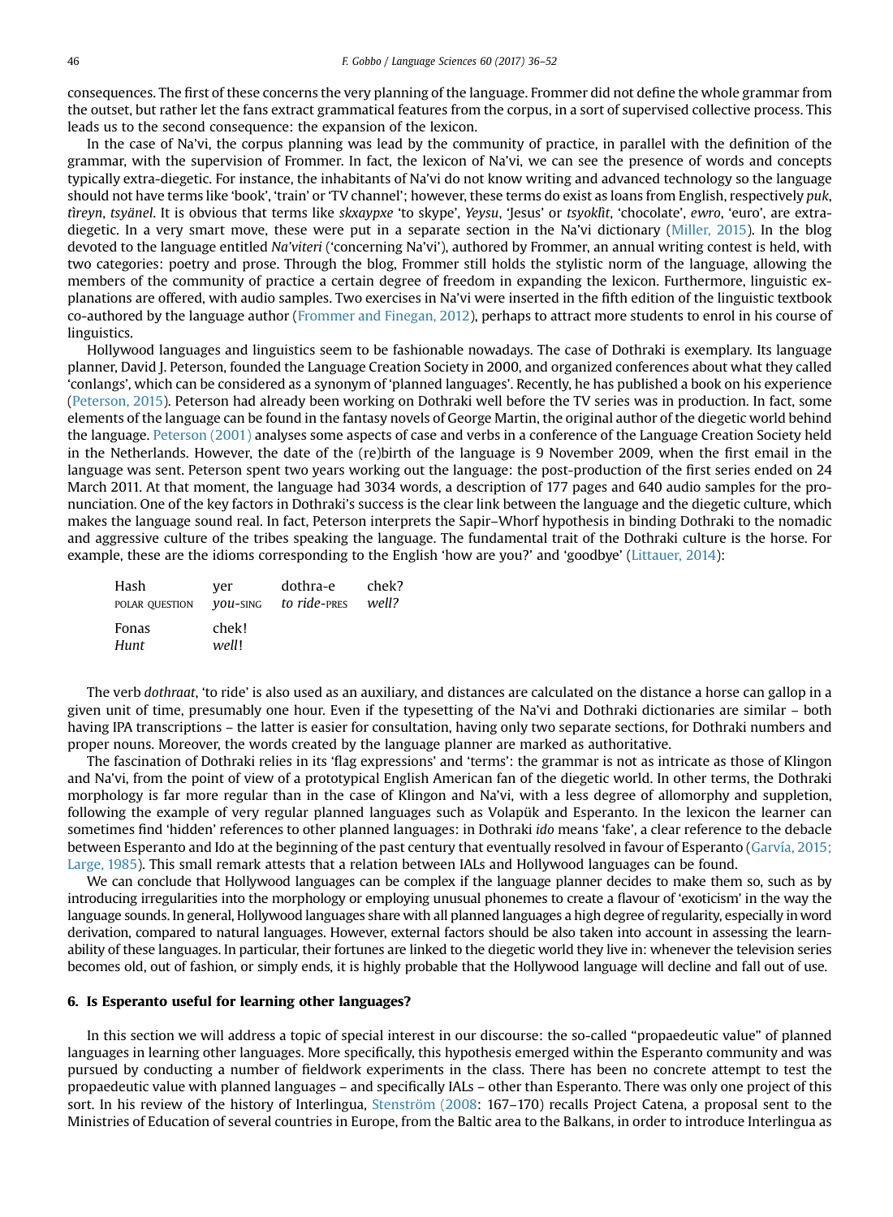consequences. The first of these concerns the very planning of the language. Frommer did not define the whole grammar from the outset, but rather let the fans extract grammatical features from the corpus, in a sort of supervised collective process. This leads us to the second consequence: the expansion of the lexicon.

In the case of Na'vi, the corpus planning was lead by the community of practice, in parallel with the definition of the grammar, with the supervision of Frommer. In fact, the lexicon of Na'vi, we can see the presence of words and concepts typically extra-diegetic. For instance, the inhabitants of Na'vi do not know writing and advanced technology so the language should not have terms like 'book', 'train' or 'TV channel'; however, these terms do exist as loans from English, respectively *puk*, *tìreyn*, *tsyänel*. It is obvious that terms like *skxaypxe* 'to skype', *Yeysu*, 'Jesus' or *tsyoklìt*, 'chocolate', *ewro*, 'euro', are extra-diegetic. In a very smart move, these were put in a separate section in the Na'vi dictionary (Miller, 2015). In the blog devoted to the language entitled *Na'viteri* ('concerning Na'vi'), authored by Frommer, an annual writing contest is held, with two categories: poetry and prose. Through the blog, Frommer still holds the stylistic norm of the language, allowing the members of the community of practice a certain degree of freedom in expanding the lexicon. Furthermore, linguistic explanations are offered, with audio samples. Two exercises in Na'vi were inserted in the fifth edition of the linguistic textbook co-authored by the language author (Frommer and Finegan, 2012), perhaps to attract more students to enrol in his course of linguistics.

Hollywood languages and linguistics seem to be fashionable nowadays. The case of Dothraki is exemplary. Its language planner, David J. Peterson, founded the Language Creation Society in 2000, and organized conferences about what they called 'conlangs', which can be considered as a synonym of 'planned languages'. Recently, he has published a book on his experience (Peterson, 2015). Peterson had already been working on Dothraki well before the TV series was in production. In fact, some elements of the language can be found in the fantasy novels of George Martin, the original author of the diegetic world behind the language. Peterson (2001) analyses some aspects of case and verbs in a conference of the Language Creation Society held in the Netherlands. However, the date of the (re)birth of the language is 9 November 2009, when the first email in the language was sent. Peterson spent two years working out the language: the post-production of the first series ended on 24 March 2011. At that moment, the language had 3034 words, a description of 177 pages and 640 audio samples for the pronunciation. One of the key factors in Dothraki's success is the clear link between the language and the diegetic culture, which makes the language sound real. In fact, Peterson interprets the Sapir–Whorf hypothesis in binding Dothraki to the nomadic and aggressive culture of the tribes speaking the language. The fundamental trait of the Dothraki culture is the horse. For example, these are the idioms corresponding to the English 'how are you?' and 'goodbye' (Littauer, 2014):

| Hash | yer | dothra-e | chek? |
|---|---|---|---|
| POLAR QUESTION | *you*-SING | *to ride*-PRES | *well?* |

| Fonas | chek! |
|---|---|
| *Hunt* | *well*! |

The verb *dothraat*, 'to ride' is also used as an auxiliary, and distances are calculated on the distance a horse can gallop in a given unit of time, presumably one hour. Even if the typesetting of the Na'vi and Dothraki dictionaries are similar – both having IPA transcriptions – the latter is easier for consultation, having only two separate sections, for Dothraki numbers and proper nouns. Moreover, the words created by the language planner are marked as authoritative.

The fascination of Dothraki relies in its 'flag expressions' and 'terms': the grammar is not as intricate as those of Klingon and Na'vi, from the point of view of a prototypical English American fan of the diegetic world. In other terms, the Dothraki morphology is far more regular than in the case of Klingon and Na'vi, with a less degree of allomorphy and suppletion, following the example of very regular planned languages such as Volapük and Esperanto. In the lexicon the learner can sometimes find 'hidden' references to other planned languages: in Dothraki *ido* means 'fake', a clear reference to the debacle between Esperanto and Ido at the beginning of the past century that eventually resolved in favour of Esperanto (Garvía, 2015; Large, 1985). This small remark attests that a relation between IALs and Hollywood languages can be found.

We can conclude that Hollywood languages can be complex if the language planner decides to make them so, such as by introducing irregularities into the morphology or employing unusual phonemes to create a flavour of 'exoticism' in the way the language sounds. In general, Hollywood languages share with all planned languages a high degree of regularity, especially in word derivation, compared to natural languages. However, external factors should be also taken into account in assessing the learnability of these languages. In particular, their fortunes are linked to the diegetic world they live in: whenever the television series becomes old, out of fashion, or simply ends, it is highly probable that the Hollywood language will decline and fall out of use.

## 6. Is Esperanto useful for learning other languages?

In this section we will address a topic of special interest in our discourse: the so-called "propaedeutic value" of planned languages in learning other languages. More specifically, this hypothesis emerged within the Esperanto community and was pursued by conducting a number of fieldwork experiments in the class. There has been no concrete attempt to test the propaedeutic value with planned languages – and specifically IALs – other than Esperanto. There was only one project of this sort. In his review of the history of Interlingua, Stenström (2008: 167–170) recalls Project Catena, a proposal sent to the Ministries of Education of several countries in Europe, from the Baltic area to the Balkans, in order to introduce Interlingua as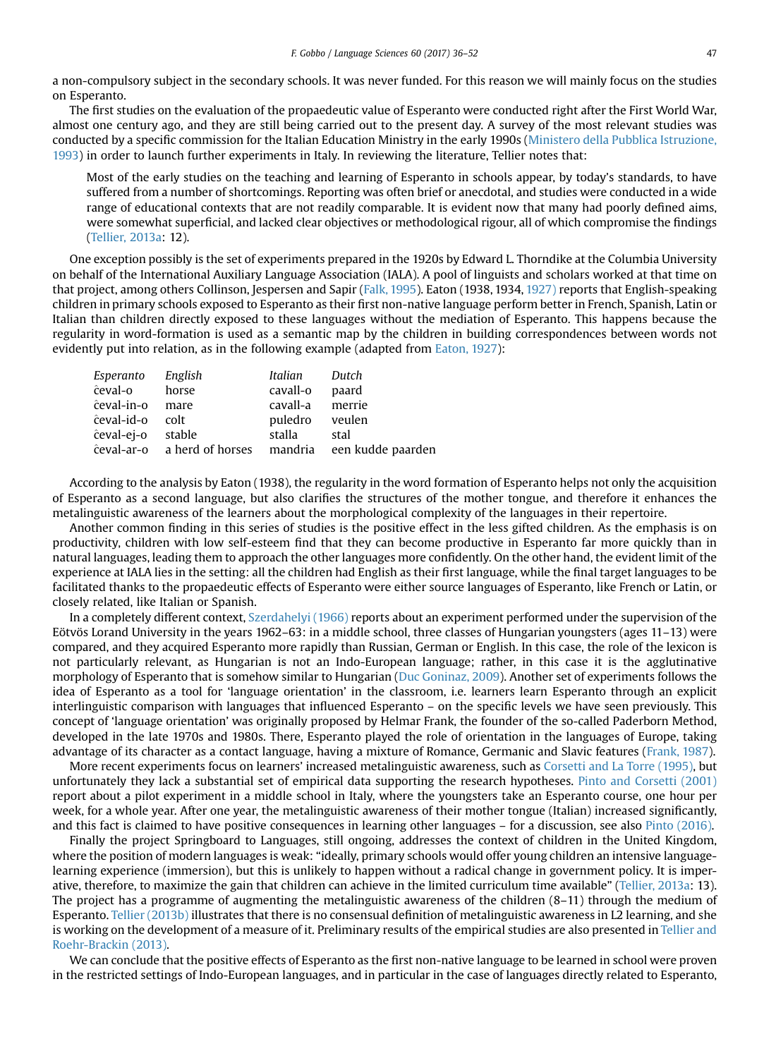a non-compulsory subject in the secondary schools. It was never funded. For this reason we will mainly focus on the studies on Esperanto.

The first studies on the evaluation of the propaedeutic value of Esperanto were conducted right after the First World War, almost one century ago, and they are still being carried out to the present day. A survey of the most relevant studies was conducted by a specific commission for the Italian Education Ministry in the early 1990s (Ministero della Pubblica Istruzione, 1993) in order to launch further experiments in Italy. In reviewing the literature, Tellier notes that:

> Most of the early studies on the teaching and learning of Esperanto in schools appear, by today's standards, to have suffered from a number of shortcomings. Reporting was often brief or anecdotal, and studies were conducted in a wide range of educational contexts that are not readily comparable. It is evident now that many had poorly defined aims, were somewhat superficial, and lacked clear objectives or methodological rigour, all of which compromise the findings (Tellier, 2013a: 12).

One exception possibly is the set of experiments prepared in the 1920s by Edward L. Thorndike at the Columbia University on behalf of the International Auxiliary Language Association (IALA). A pool of linguists and scholars worked at that time on that project, among others Collinson, Jespersen and Sapir (Falk, 1995). Eaton (1938, 1934, 1927) reports that English-speaking children in primary schools exposed to Esperanto as their first non-native language perform better in French, Spanish, Latin or Italian than children directly exposed to these languages without the mediation of Esperanto. This happens because the regularity in word-formation is used as a semantic map by the children in building correspondences between words not evidently put into relation, as in the following example (adapted from Eaton, 1927):

| *Esperanto* | *English* | *Italian* | *Dutch* |
|---|---|---|---|
| ĉeval-o | horse | cavall-o | paard |
| ĉeval-in-o | mare | cavall-a | merrie |
| ĉeval-id-o | colt | puledro | veulen |
| ĉeval-ej-o | stable | stalla | stal |
| ĉeval-ar-o | a herd of horses | mandria | een kudde paarden |

According to the analysis by Eaton (1938), the regularity in the word formation of Esperanto helps not only the acquisition of Esperanto as a second language, but also clarifies the structures of the mother tongue, and therefore it enhances the metalinguistic awareness of the learners about the morphological complexity of the languages in their repertoire.

Another common finding in this series of studies is the positive effect in the less gifted children. As the emphasis is on productivity, children with low self-esteem find that they can become productive in Esperanto far more quickly than in natural languages, leading them to approach the other languages more confidently. On the other hand, the evident limit of the experience at IALA lies in the setting: all the children had English as their first language, while the final target languages to be facilitated thanks to the propaedeutic effects of Esperanto were either source languages of Esperanto, like French or Latin, or closely related, like Italian or Spanish.

In a completely different context, Szerdahelyi (1966) reports about an experiment performed under the supervision of the Eötvös Lorand University in the years 1962–63: in a middle school, three classes of Hungarian youngsters (ages 11–13) were compared, and they acquired Esperanto more rapidly than Russian, German or English. In this case, the role of the lexicon is not particularly relevant, as Hungarian is not an Indo-European language; rather, in this case it is the agglutinative morphology of Esperanto that is somehow similar to Hungarian (Duc Goninaz, 2009). Another set of experiments follows the idea of Esperanto as a tool for 'language orientation' in the classroom, i.e. learners learn Esperanto through an explicit interlinguistic comparison with languages that influenced Esperanto – on the specific levels we have seen previously. This concept of 'language orientation' was originally proposed by Helmar Frank, the founder of the so-called Paderborn Method, developed in the late 1970s and 1980s. There, Esperanto played the role of orientation in the languages of Europe, taking advantage of its character as a contact language, having a mixture of Romance, Germanic and Slavic features (Frank, 1987).

More recent experiments focus on learners' increased metalinguistic awareness, such as Corsetti and La Torre (1995), but unfortunately they lack a substantial set of empirical data supporting the research hypotheses. Pinto and Corsetti (2001) report about a pilot experiment in a middle school in Italy, where the youngsters take an Esperanto course, one hour per week, for a whole year. After one year, the metalinguistic awareness of their mother tongue (Italian) increased significantly, and this fact is claimed to have positive consequences in learning other languages – for a discussion, see also Pinto (2016).

Finally the project Springboard to Languages, still ongoing, addresses the context of children in the United Kingdom, where the position of modern languages is weak: "ideally, primary schools would offer young children an intensive language-learning experience (immersion), but this is unlikely to happen without a radical change in government policy. It is imperative, therefore, to maximize the gain that children can achieve in the limited curriculum time available" (Tellier, 2013a: 13). The project has a programme of augmenting the metalinguistic awareness of the children (8–11) through the medium of Esperanto. Tellier (2013b) illustrates that there is no consensual definition of metalinguistic awareness in L2 learning, and she is working on the development of a measure of it. Preliminary results of the empirical studies are also presented in Tellier and Roehr-Brackin (2013).

We can conclude that the positive effects of Esperanto as the first non-native language to be learned in school were proven in the restricted settings of Indo-European languages, and in particular in the case of languages directly related to Esperanto,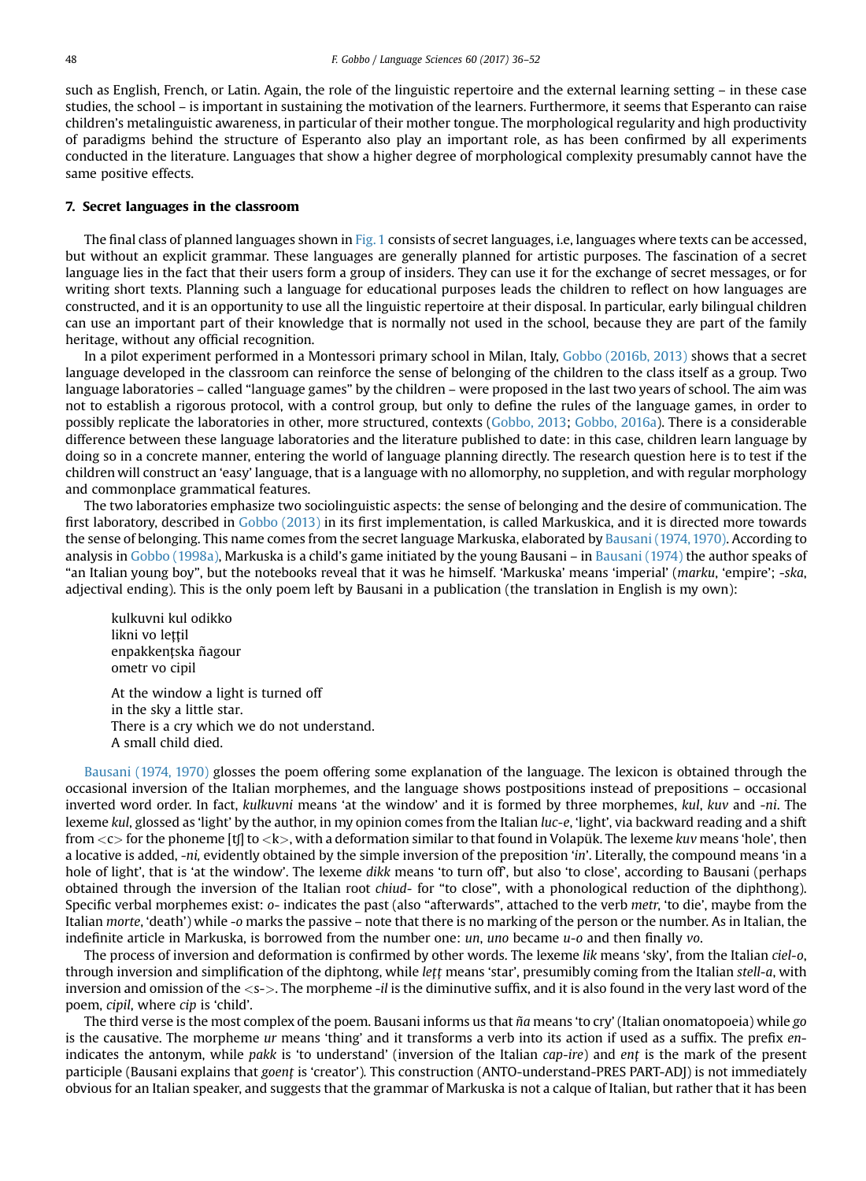such as English, French, or Latin. Again, the role of the linguistic repertoire and the external learning setting – in these case studies, the school – is important in sustaining the motivation of the learners. Furthermore, it seems that Esperanto can raise children's metalinguistic awareness, in particular of their mother tongue. The morphological regularity and high productivity of paradigms behind the structure of Esperanto also play an important role, as has been confirmed by all experiments conducted in the literature. Languages that show a higher degree of morphological complexity presumably cannot have the same positive effects.

## 7. Secret languages in the classroom

The final class of planned languages shown in Fig. 1 consists of secret languages, i.e, languages where texts can be accessed, but without an explicit grammar. These languages are generally planned for artistic purposes. The fascination of a secret language lies in the fact that their users form a group of insiders. They can use it for the exchange of secret messages, or for writing short texts. Planning such a language for educational purposes leads the children to reflect on how languages are constructed, and it is an opportunity to use all the linguistic repertoire at their disposal. In particular, early bilingual children can use an important part of their knowledge that is normally not used in the school, because they are part of the family heritage, without any official recognition.

In a pilot experiment performed in a Montessori primary school in Milan, Italy, Gobbo (2016b, 2013) shows that a secret language developed in the classroom can reinforce the sense of belonging of the children to the class itself as a group. Two language laboratories – called "language games" by the children – were proposed in the last two years of school. The aim was not to establish a rigorous protocol, with a control group, but only to define the rules of the language games, in order to possibly replicate the laboratories in other, more structured, contexts (Gobbo, 2013; Gobbo, 2016a). There is a considerable difference between these language laboratories and the literature published to date: in this case, children learn language by doing so in a concrete manner, entering the world of language planning directly. The research question here is to test if the children will construct an 'easy' language, that is a language with no allomorphy, no suppletion, and with regular morphology and commonplace grammatical features.

The two laboratories emphasize two sociolinguistic aspects: the sense of belonging and the desire of communication. The first laboratory, described in Gobbo (2013) in its first implementation, is called Markuskica, and it is directed more towards the sense of belonging. This name comes from the secret language Markuska, elaborated by Bausani (1974, 1970). According to analysis in Gobbo (1998a), Markuska is a child's game initiated by the young Bausani – in Bausani (1974) the author speaks of "an Italian young boy", but the notebooks reveal that it was he himself. 'Markuska' means 'imperial' (*marku*, 'empire'; *-ska*, adjectival ending). This is the only poem left by Bausani in a publication (the translation in English is my own):

> kulkuvni kul odikko
> likni vo leţţil
> enpakkenţska ñagour
> ometr vo cipil
>
> At the window a light is turned off
> in the sky a little star.
> There is a cry which we do not understand.
> A small child died.

Bausani (1974, 1970) glosses the poem offering some explanation of the language. The lexicon is obtained through the occasional inversion of the Italian morphemes, and the language shows postpositions instead of prepositions – occasional inverted word order. In fact, *kulkuvni* means 'at the window' and it is formed by three morphemes, *kul*, *kuv* and *-ni*. The lexeme *kul*, glossed as 'light' by the author, in my opinion comes from the Italian *luc-e*, 'light', via backward reading and a shift from <c> for the phoneme [tʃ] to <k>, with a deformation similar to that found in Volapük. The lexeme *kuv* means 'hole', then a locative is added, *-ni*, evidently obtained by the simple inversion of the preposition '*in*'. Literally, the compound means 'in a hole of light', that is 'at the window'. The lexeme *dikk* means 'to turn off', but also 'to close', according to Bausani (perhaps obtained through the inversion of the Italian root *chiud-* for "to close", with a phonological reduction of the diphthong). Specific verbal morphemes exist: *o-* indicates the past (also "afterwards", attached to the verb *metr*, 'to die', maybe from the Italian *morte*, 'death') while *-o* marks the passive – note that there is no marking of the person or the number. As in Italian, the indefinite article in Markuska, is borrowed from the number one: *un*, *uno* became *u-o* and then finally *vo*.

The process of inversion and deformation is confirmed by other words. The lexeme *lik* means 'sky', from the Italian *ciel-o*, through inversion and simplification of the diphtong, while *leţţ* means 'star', presumibly coming from the Italian *stell-a*, with inversion and omission of the <s->. The morpheme *-il* is the diminutive suffix, and it is also found in the very last word of the poem, *cipil*, where *cip* is 'child'.

The third verse is the most complex of the poem. Bausani informs us that *ña* means 'to cry' (Italian onomatopoeia) while *go* is the causative. The morpheme *ur* means 'thing' and it transforms a verb into its action if used as a suffix. The prefix *en-* indicates the antonym, while *pakk* is 'to understand' (inversion of the Italian *cap-ire*) and *enţ* is the mark of the present participle (Bausani explains that *goenţ* is 'creator'). This construction (ANTO-understand-PRES PART-ADJ) is not immediately obvious for an Italian speaker, and suggests that the grammar of Markuska is not a calque of Italian, but rather that it has been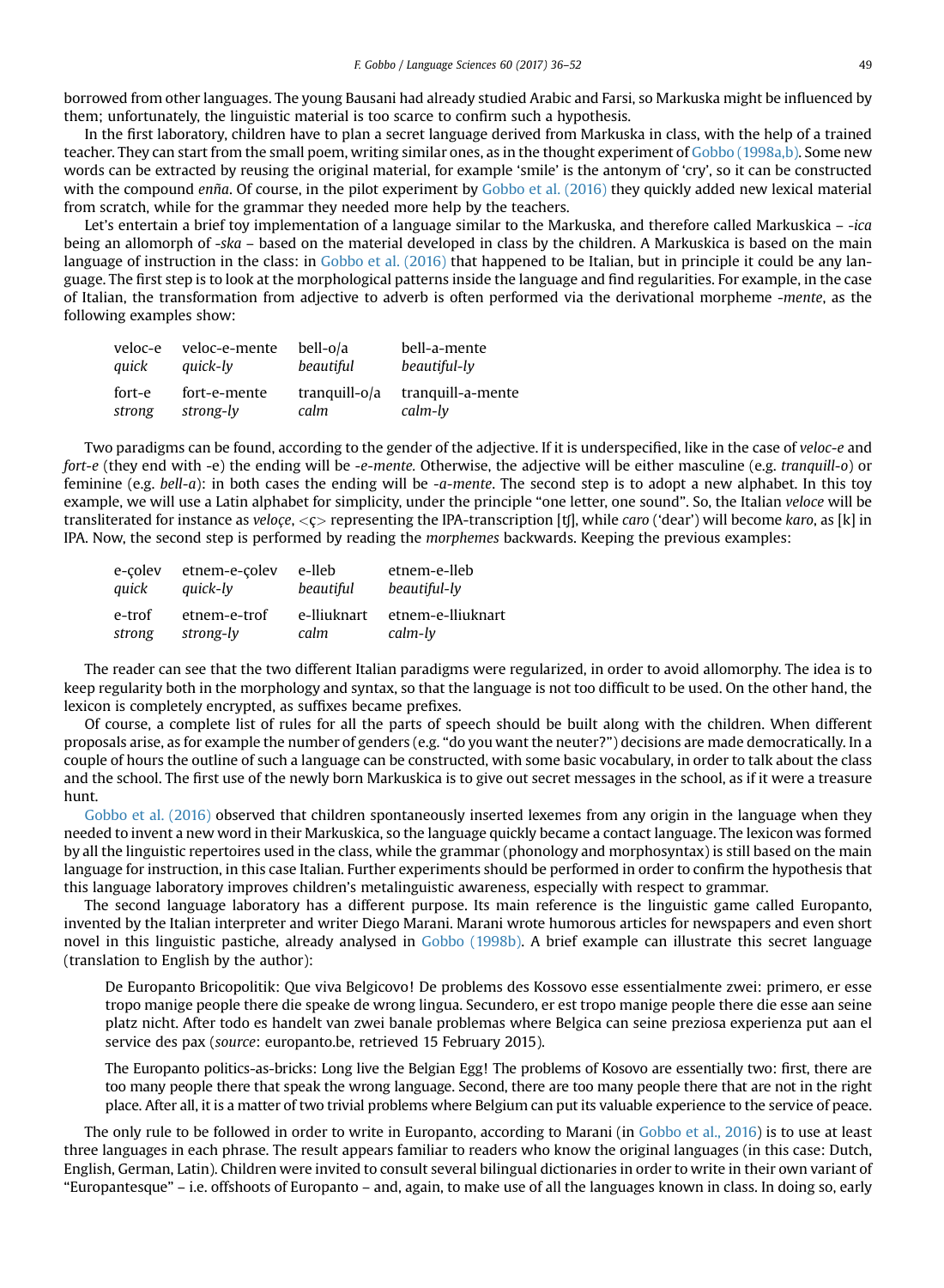borrowed from other languages. The young Bausani had already studied Arabic and Farsi, so Markuska might be influenced by them; unfortunately, the linguistic material is too scarce to confirm such a hypothesis.

In the first laboratory, children have to plan a secret language derived from Markuska in class, with the help of a trained teacher. They can start from the small poem, writing similar ones, as in the thought experiment of Gobbo (1998a,b). Some new words can be extracted by reusing the original material, for example 'smile' is the antonym of 'cry', so it can be constructed with the compound *enña*. Of course, in the pilot experiment by Gobbo et al. (2016) they quickly added new lexical material from scratch, while for the grammar they needed more help by the teachers.

Let's entertain a brief toy implementation of a language similar to the Markuska, and therefore called Markuskica – *-ica* being an allomorph of *-ska* – based on the material developed in class by the children. A Markuskica is based on the main language of instruction in the class: in Gobbo et al. (2016) that happened to be Italian, but in principle it could be any language. The first step is to look at the morphological patterns inside the language and find regularities. For example, in the case of Italian, the transformation from adjective to adverb is often performed via the derivational morpheme *-mente*, as the following examples show:

| veloc-e | veloc-e-mente | bell-o/a | bell-a-mente |
|---|---|---|---|
| *quick* | *quick-ly* | *beautiful* | *beautiful-ly* |
| fort-e | fort-e-mente | tranquill-o/a | tranquill-a-mente |
| *strong* | *strong-ly* | *calm* | *calm-ly* |

Two paradigms can be found, according to the gender of the adjective. If it is underspecified, like in the case of *veloc-e* and *fort-e* (they end with -e) the ending will be *-e-mente*. Otherwise, the adjective will be either masculine (e.g. *tranquill-o*) or feminine (e.g. *bell-a*): in both cases the ending will be *-a-mente*. The second step is to adopt a new alphabet. In this toy example, we will use a Latin alphabet for simplicity, under the principle "one letter, one sound". So, the Italian *veloce* will be transliterated for instance as *veloçe*, <ç> representing the IPA-transcription [tʃ], while *caro* ('dear') will become *karo*, as [k] in IPA. Now, the second step is performed by reading the *morphemes* backwards. Keeping the previous examples:

| e-çolev | etnem-e-çolev | e-lleb | etnem-e-lleb |
|---|---|---|---|
| *quick* | *quick-ly* | *beautiful* | *beautiful-ly* |
| e-trof | etnem-e-trof | e-lliuknart | etnem-e-lliuknart |
| *strong* | *strong-ly* | *calm* | *calm-ly* |

The reader can see that the two different Italian paradigms were regularized, in order to avoid allomorphy. The idea is to keep regularity both in the morphology and syntax, so that the language is not too difficult to be used. On the other hand, the lexicon is completely encrypted, as suffixes became prefixes.

Of course, a complete list of rules for all the parts of speech should be built along with the children. When different proposals arise, as for example the number of genders (e.g. "do you want the neuter?") decisions are made democratically. In a couple of hours the outline of such a language can be constructed, with some basic vocabulary, in order to talk about the class and the school. The first use of the newly born Markuskica is to give out secret messages in the school, as if it were a treasure hunt.

Gobbo et al. (2016) observed that children spontaneously inserted lexemes from any origin in the language when they needed to invent a new word in their Markuskica, so the language quickly became a contact language. The lexicon was formed by all the linguistic repertoires used in the class, while the grammar (phonology and morphosyntax) is still based on the main language for instruction, in this case Italian. Further experiments should be performed in order to confirm the hypothesis that this language laboratory improves children's metalinguistic awareness, especially with respect to grammar.

The second language laboratory has a different purpose. Its main reference is the linguistic game called Europanto, invented by the Italian interpreter and writer Diego Marani. Marani wrote humorous articles for newspapers and even short novel in this linguistic pastiche, already analysed in Gobbo (1998b). A brief example can illustrate this secret language (translation to English by the author):

> De Europanto Bricopolitik: Que viva Belgicovo! De problems des Kossovo esse essentialmente zwei: primero, er esse tropo manige people there die speake de wrong lingua. Secundero, er est tropo manige people there die esse aan seine platz nicht. After todo es handelt van zwei banale problemas where Belgica can seine preziosa experienza put aan el service des pax (*source*: europanto.be, retrieved 15 February 2015).

> The Europanto politics-as-bricks: Long live the Belgian Egg! The problems of Kosovo are essentially two: first, there are too many people there that speak the wrong language. Second, there are too many people there that are not in the right place. After all, it is a matter of two trivial problems where Belgium can put its valuable experience to the service of peace.

The only rule to be followed in order to write in Europanto, according to Marani (in Gobbo et al., 2016) is to use at least three languages in each phrase. The result appears familiar to readers who know the original languages (in this case: Dutch, English, German, Latin). Children were invited to consult several bilingual dictionaries in order to write in their own variant of "Europantesque" – i.e. offshoots of Europanto – and, again, to make use of all the languages known in class. In doing so, early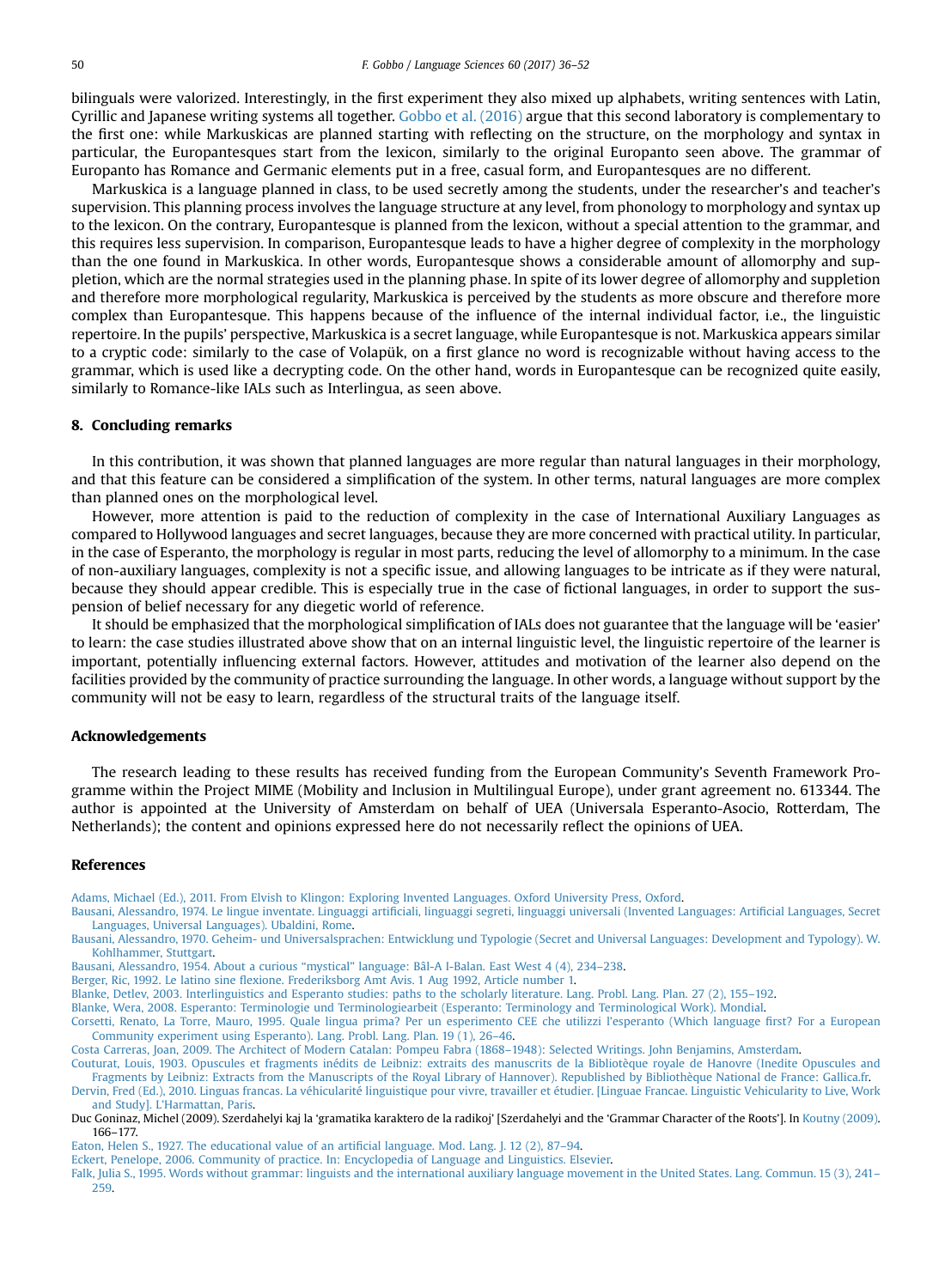bilinguals were valorized. Interestingly, in the first experiment they also mixed up alphabets, writing sentences with Latin, Cyrillic and Japanese writing systems all together. Gobbo et al. (2016) argue that this second laboratory is complementary to the first one: while Markuskicas are planned starting with reflecting on the structure, on the morphology and syntax in particular, the Europantesques start from the lexicon, similarly to the original Europanto seen above. The grammar of Europanto has Romance and Germanic elements put in a free, casual form, and Europantesques are no different.

Markuskica is a language planned in class, to be used secretly among the students, under the researcher's and teacher's supervision. This planning process involves the language structure at any level, from phonology to morphology and syntax up to the lexicon. On the contrary, Europantesque is planned from the lexicon, without a special attention to the grammar, and this requires less supervision. In comparison, Europantesque leads to have a higher degree of complexity in the morphology than the one found in Markuskica. In other words, Europantesque shows a considerable amount of allomorphy and suppletion, which are the normal strategies used in the planning phase. In spite of its lower degree of allomorphy and suppletion and therefore more morphological regularity, Markuskica is perceived by the students as more obscure and therefore more complex than Europantesque. This happens because of the influence of the internal individual factor, i.e., the linguistic repertoire. In the pupils' perspective, Markuskica is a secret language, while Europantesque is not. Markuskica appears similar to a cryptic code: similarly to the case of Volapük, on a first glance no word is recognizable without having access to the grammar, which is used like a decrypting code. On the other hand, words in Europantesque can be recognized quite easily, similarly to Romance-like IALs such as Interlingua, as seen above.

## 8. Concluding remarks

In this contribution, it was shown that planned languages are more regular than natural languages in their morphology, and that this feature can be considered a simplification of the system. In other terms, natural languages are more complex than planned ones on the morphological level.

However, more attention is paid to the reduction of complexity in the case of International Auxiliary Languages as compared to Hollywood languages and secret languages, because they are more concerned with practical utility. In particular, in the case of Esperanto, the morphology is regular in most parts, reducing the level of allomorphy to a minimum. In the case of non-auxiliary languages, complexity is not a specific issue, and allowing languages to be intricate as if they were natural, because they should appear credible. This is especially true in the case of fictional languages, in order to support the suspension of belief necessary for any diegetic world of reference.

It should be emphasized that the morphological simplification of IALs does not guarantee that the language will be 'easier' to learn: the case studies illustrated above show that on an internal linguistic level, the linguistic repertoire of the learner is important, potentially influencing external factors. However, attitudes and motivation of the learner also depend on the facilities provided by the community of practice surrounding the language. In other words, a language without support by the community will not be easy to learn, regardless of the structural traits of the language itself.

## Acknowledgements

The research leading to these results has received funding from the European Community's Seventh Framework Programme within the Project MIME (Mobility and Inclusion in Multilingual Europe), under grant agreement no. 613344. The author is appointed at the University of Amsterdam on behalf of UEA (Universala Esperanto-Asocio, Rotterdam, The Netherlands); the content and opinions expressed here do not necessarily reflect the opinions of UEA.

## References

Adams, Michael (Ed.), 2011. From Elvish to Klingon: Exploring Invented Languages. Oxford University Press, Oxford.

Bausani, Alessandro, 1974. Le lingue inventate. Linguaggi artificiali, linguaggi segreti, linguaggi universali (Invented Languages: Artificial Languages, Secret Languages, Universal Languages). Ubaldini, Rome.

Bausani, Alessandro, 1970. Geheim- und Universalsprachen: Entwicklung und Typologie (Secret and Universal Languages: Development and Typology). W. Kohlhammer, Stuttgart.

Bausani, Alessandro, 1954. About a curious "mystical" language: Bâl-A I-Balan. East West 4 (4), 234–238.

Berger, Ric, 1992. Le latino sine flexione. Frederiksborg Amt Avis. 1 Aug 1992, Article number 1.

Blanke, Detlev, 2003. Interlinguistics and Esperanto studies: paths to the scholarly literature. Lang. Probl. Lang. Plan. 27 (2), 155–192.

Blanke, Wera, 2008. Esperanto: Terminologie und Terminologiearbeit (Esperanto: Terminology and Terminological Work). Mondial.

Corsetti, Renato, La Torre, Mauro, 1995. Quale lingua prima? Per un esperimento CEE che utilizzi l'esperanto (Which language first? For a European Community experiment using Esperanto). Lang. Probl. Lang. Plan. 19 (1), 26–46.

Costa Carreras, Joan, 2009. The Architect of Modern Catalan: Pompeu Fabra (1868–1948): Selected Writings. John Benjamins, Amsterdam.

Couturat, Louis, 1903. Opuscules et fragments inédits de Leibniz: extraits des manuscrits de la Bibliotèque royale de Hanovre (Inedite Opuscules and Fragments by Leibniz: Extracts from the Manuscripts of the Royal Library of Hannover). Republished by Bibliothèque National de France: Gallica.fr.

Dervin, Fred (Ed.), 2010. Linguas francas. La véhicularité linguistique pour vivre, travailler et étudier. [Linguae Francae. Linguistic Vehicularity to Live, Work and Study]. L'Harmattan, Paris.

Duc Goninaz, Michel (2009). Szerdahelyi kaj la 'gramatika karaktero de la radikoj' [Szerdahelyi and the 'Grammar Character of the Roots']. In Koutny (2009). 166–177.

Eaton, Helen S., 1927. The educational value of an artificial language. Mod. Lang. J. 12 (2), 87–94.

Eckert, Penelope, 2006. Community of practice. In: Encyclopedia of Language and Linguistics. Elsevier.

Falk, Julia S., 1995. Words without grammar: linguists and the international auxiliary language movement in the United States. Lang. Commun. 15 (3), 241–259.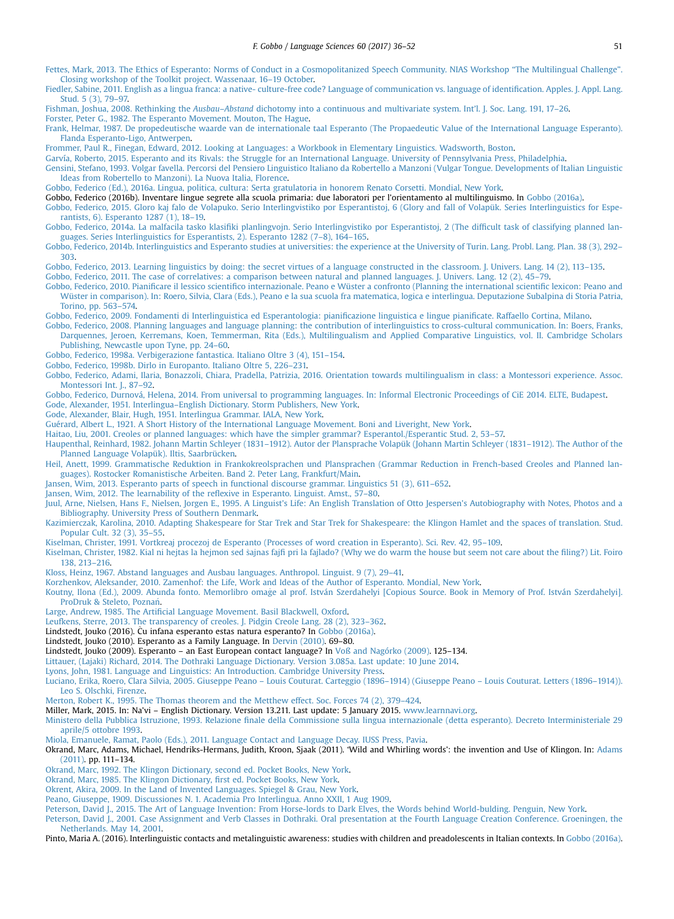Fettes, Mark, 2013. The Ethics of Esperanto: Norms of Conduct in a Cosmopolitanized Speech Community. NIAS Workshop "The Multilingual Challenge". Closing workshop of the Toolkit project. Wassenaar, 16–19 October.

Fiedler, Sabine, 2011. English as a lingua franca: a native- culture-free code? Language of communication vs. language of identification. Apples. J. Appl. Lang. Stud. 5 (3), 79–97.

Fishman, Joshua, 2008. Rethinking the *Ausbau–Abstand* dichotomy into a continuous and multivariate system. Int'l. J. Soc. Lang. 191, 17–26.

Forster, Peter G., 1982. The Esperanto Movement. Mouton, The Hague.

Frank, Helmar, 1987. De propedeutische waarde van de internationale taal Esperanto (The Propaedeutic Value of the International Language Esperanto). Flanda Esperanto-Ligo, Antwerpen.

Frommer, Paul R., Finegan, Edward, 2012. Looking at Languages: a Workbook in Elementary Linguistics. Wadsworth, Boston.

Garvía, Roberto, 2015. Esperanto and its Rivals: the Struggle for an International Language. University of Pennsylvania Press, Philadelphia.

Gensini, Stefano, 1993. Volgar favella. Percorsi del Pensiero Linguistico Italiano da Robertello a Manzoni (Vulgar Tongue. Developments of Italian Linguistic Ideas from Robertello to Manzoni). La Nuova Italia, Florence.

Gobbo, Federico (Ed.), 2016a. Lingua, politica, cultura: Serta gratulatoria in honorem Renato Corsetti. Mondial, New York.

Gobbo, Federico (2016b). Inventare lingue segrete alla scuola primaria: due laboratori per l'orientamento al multilinguismo. In Gobbo (2016a).

Gobbo, Federico, 2015. Gloro kaj falo de Volapuko. Serio Interlingvistiko por Esperantistoj, 6 (Glory and fall of Volapük. Series Interlinguistics for Esperantists, 6). Esperanto 1287 (1), 18–19.

Gobbo, Federico, 2014a. La malfacila tasko klasifiki planlingvojn. Serio Interlingvistiko por Esperantistoj, 2 (The difficult task of classifying planned languages. Series Interlinguistics for Esperantists, 2). Esperanto 1282 (7–8), 164–165.

Gobbo, Federico, 2014b. Interlinguistics and Esperanto studies at universities: the experience at the University of Turin. Lang. Probl. Lang. Plan. 38 (3), 292–303.

Gobbo, Federico, 2013. Learning linguistics by doing: the secret virtues of a language constructed in the classroom. J. Univers. Lang. 14 (2), 113–135.

Gobbo, Federico, 2011. The case of correlatives: a comparison between natural and planned languages. J. Univers. Lang. 12 (2), 45–79.

Gobbo, Federico, 2010. Pianificare il lessico scientifico internazionale. Peano e Wüster a confronto (Planning the international scientific lexicon: Peano and Wüster in comparison). In: Roero, Silvia, Clara (Eds.), Peano e la sua scuola fra matematica, logica e interlingua. Deputazione Subalpina di Storia Patria, Torino, pp. 563–574.

Gobbo, Federico, 2009. Fondamenti di Interlinguistica ed Esperantologia: pianificazione linguistica e lingue pianificate. Raffaello Cortina, Milano.

Gobbo, Federico, 2008. Planning languages and language planning: the contribution of interlinguistics to cross-cultural communication. In: Boers, Franks, Darquennes, Jeroen, Kerremans, Koen, Temmerman, Rita (Eds.), Multilingualism and Applied Comparative Linguistics, vol. II. Cambridge Scholars Publishing, Newcastle upon Tyne, pp. 24–60.

Gobbo, Federico, 1998a. Verbigerazione fantastica. Italiano Oltre 3 (4), 151–154.

Gobbo, Federico, 1998b. Dirlo in Europanto. Italiano Oltre 5, 226–231.

Gobbo, Federico, Adami, Ilaria, Bonazzoli, Chiara, Pradella, Patrizia, 2016. Orientation towards multilingualism in class: a Montessori experience. Assoc. Montessori Int. J., 87–92.

Gobbo, Federico, Durnová, Helena, 2014. From universal to programming languages. In: Informal Electronic Proceedings of CiE 2014. ELTE, Budapest.

Gode, Alexander, 1951. Interlingua–English Dictionary. Storm Publishers, New York.

Gode, Alexander, Blair, Hugh, 1951. Interlingua Grammar. IALA, New York.

Guérard, Albert L., 1921. A Short History of the International Language Movement. Boni and Liveright, New York.

Haitao, Liu, 2001. Creoles or planned languages: which have the simpler grammar? Esperantol./Esperantic Stud. 2, 53–57.

Haupenthal, Reinhard, 1982. Johann Martin Schleyer (1831–1912). Autor der Plansprache Volapük (Johann Martin Schleyer (1831–1912). The Author of the Planned Language Volapük). Iltis, Saarbrücken.

Heil, Anett, 1999. Grammatische Reduktion in Frankokreolsprachen und Plansprachen (Grammar Reduction in French-based Creoles and Planned languages). Rostocker Romanistische Arbeiten. Band 2. Peter Lang, Frankfurt/Main.

Jansen, Wim, 2013. Esperanto parts of speech in functional discourse grammar. Linguistics 51 (3), 611–652.

Jansen, Wim, 2012. The learnability of the reflexive in Esperanto. Linguist. Amst., 57–80.

Juul, Arne, Nielsen, Hans F., Nielsen, Jorgen E., 1995. A Linguist's Life: An English Translation of Otto Jespersen's Autobiography with Notes, Photos and a Bibliography. University Press of Southern Denmark.

Kazimierczak, Karolina, 2010. Adapting Shakespeare for Star Trek and Star Trek for Shakespeare: the Klingon Hamlet and the spaces of translation. Stud. Popular Cult. 32 (3), 35–55.

Kiselman, Christer, 1991. Vortkreaj procezoj de Esperanto (Processes of word creation in Esperanto). Sci. Rev. 42, 95–109.

Kiselman, Christer, 1982. Kial ni hejtas la hejmon sed ŝajnas fajfi pri la fajlado? (Why we do warm the house but seem not care about the filing?) Lit. Foiro 138, 213–216.

Kloss, Heinz, 1967. Abstand languages and Ausbau languages. Anthropol. Linguist. 9 (7), 29–41.

Korzhenkov, Aleksander, 2010. Zamenhof: the Life, Work and Ideas of the Author of Esperanto. Mondial, New York.

Koutny, Ilona (Ed.), 2009. Abunda fonto. Memorlibro omaĝe al prof. István Szerdahelyi [Copious Source. Book in Memory of Prof. István Szerdahelyi]. ProDruk & Steleto, Poznań.

Large, Andrew, 1985. The Artificial Language Movement. Basil Blackwell, Oxford.

Leufkens, Sterre, 2013. The transparency of creoles. J. Pidgin Creole Lang. 28 (2), 323–362.

Lindstedt, Jouko (2016). Ĉu infana esperanto estas natura esperanto? In Gobbo (2016a).

Lindstedt, Jouko (2010). Esperanto as a Family Language. In Dervin (2010). 69–80.

Lindstedt, Jouko (2009). Esperanto – an East European contact language? In Voß and Nagórko (2009). 125–134.

Littauer, (Lajaki) Richard, 2014. The Dothraki Language Dictionary. Version 3.085a. Last update: 10 June 2014.

Lyons, John, 1981. Language and Linguistics: An Introduction. Cambridge University Press.

Luciano, Erika, Roero, Clara Silvia, 2005. Giuseppe Peano – Louis Couturat. Carteggio (1896–1914) (Giuseppe Peano – Louis Couturat. Letters (1896–1914)). Leo S. Olschki, Firenze.

Merton, Robert K., 1995. The Thomas theorem and the Metthew effect. Soc. Forces 74 (2), 379–424.

Miller, Mark, 2015. In: Na'vi – English Dictionary. Version 13.211. Last update: 5 January 2015. www.learnnavi.org.

Ministero della Pubblica Istruzione, 1993. Relazione finale della Commissione sulla lingua internazionale (detta esperanto). Decreto Interministeriale 29 aprile/5 ottobre 1993.

Miola, Emanuele, Ramat, Paolo (Eds.), 2011. Language Contact and Language Decay. IUSS Press, Pavia.

Okrand, Marc, Adams, Michael, Hendriks-Hermans, Judith, Kroon, Sjaak (2011). 'Wild and Whirling words': the invention and Use of Klingon. In: Adams (2011). pp. 111–134.

Okrand, Marc, 1992. The Klingon Dictionary, second ed. Pocket Books, New York.

Okrand, Marc, 1985. The Klingon Dictionary, first ed. Pocket Books, New York.

Okrent, Akira, 2009. In the Land of Invented Languages. Spiegel & Grau, New York.

Peano, Giuseppe, 1909. Discussiones N. 1. Academia Pro Interlingua. Anno XXII, 1 Aug 1909.

Peterson, David J., 2015. The Art of Language Invention: From Horse-lords to Dark Elves, the Words behind World-bulding. Penguin, New York.

Peterson, David J., 2001. Case Assignment and Verb Classes in Dothraki. Oral presentation at the Fourth Language Creation Conference. Groeningen, the Netherlands. May 14, 2001.

Pinto, Maria A. (2016). Interlinguistic contacts and metalinguistic awareness: studies with children and preadolescents in Italian contexts. In Gobbo (2016a).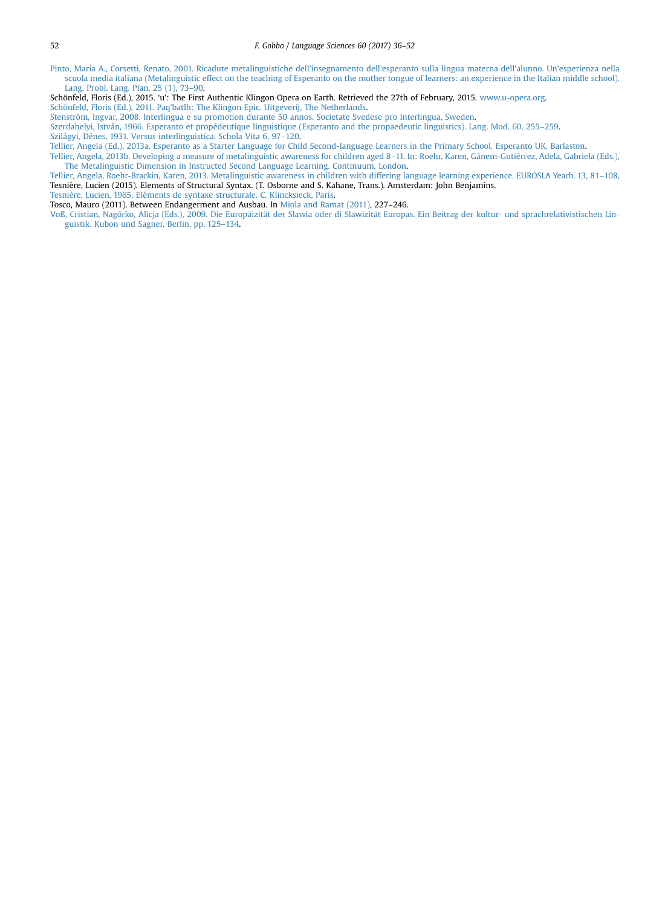Pinto, Maria A., Corsetti, Renato, 2001. Ricadute metalinguistiche dell'insegnamento dell'esperanto sulla lingua materna dell'alunno. Un'esperienza nella scuola media italiana (Metalinguistic effect on the teaching of Esperanto on the mother tongue of learners: an experience in the Italian middle school). Lang. Probl. Lang. Plan. 25 (1), 73–90.

Schönfeld, Floris (Ed.), 2015. 'u': The First Authentic Klingon Opera on Earth. Retrieved the 27th of February, 2015. www.u-opera.org.

Schönfeld, Floris (Ed.), 2011. Paq'batlh: The Klingon Epic. Uitgeverij, The Netherlands.

Stenström, Ingvar, 2008. Interlingua e su promotion durante 50 annos. Societate Svedese pro Interlingua, Sweden.

Szerdahelyi, István, 1966. Esperanto et propédeutique linguistique (Esperanto and the propaedeutic linguistics). Lang. Mod. 60, 255–259.

Szilágyi, Dénes, 1931. Versus interlinguistica. Schola Vita 6, 97–120.

Tellier, Angela (Ed.), 2013a. Esperanto as a Starter Language for Child Second-language Learners in the Primary School. Esperanto UK, Barlaston.

Tellier, Angela, 2013b. Developing a measure of metalinguistic awareness for children aged 8–11. In: Roehr, Karen, Gánem-Gutiérrez, Adela, Gabriela (Eds.), The Metalinguistic Dimension in Instructed Second Language Learning. Continuum, London.

Tellier, Angela, Roehr-Brackin, Karen, 2013. Metalinguistic awareness in children with differing language learning experience. EUROSLA Yearb. 13, 81–108.

Tesnière, Lucien (2015). Elements of Structural Syntax. (T. Osborne and S. Kahane, Trans.). Amsterdam: John Benjamins.

Tesnière, Lucien, 1965. Eléments de syntaxe structurale. C. Klincksieck, Paris.

Tosco, Mauro (2011). Between Endangerment and Ausbau. In Miola and Ramat (2011), 227–246.

Voß, Cristian, Nagórko, Alicja (Eds.), 2009. Die Europäizität der Slawia oder di Slawizität Europas. Ein Beitrag der kultur- und sprachrelativistischen Linguistik. Kubon und Sagner, Berlin, pp. 125–134.